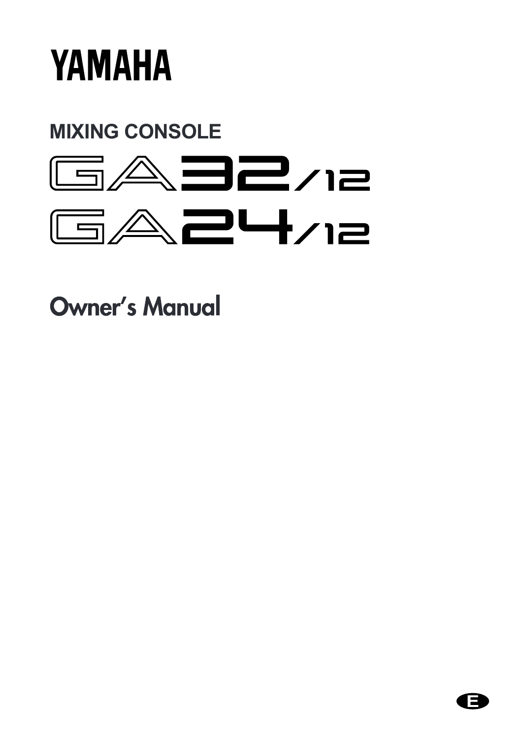# YAMAHA

## MIXING CONSOLE

# GA32/12
# GA24/12

## Owner's Manual

E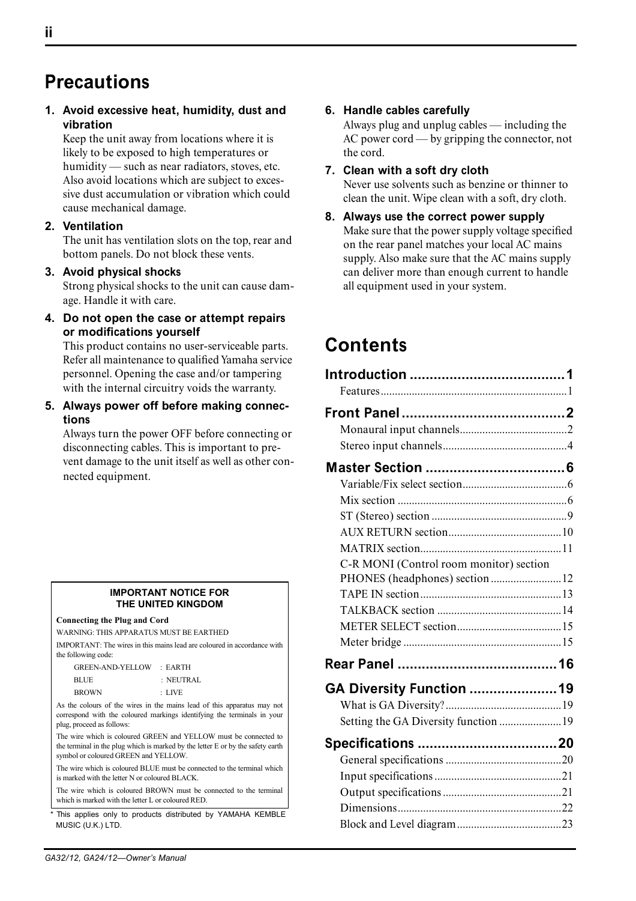# Precautions

1. **Avoid excessive heat, humidity, dust and vibration**
   Keep the unit away from locations where it is likely to be exposed to high temperatures or humidity — such as near radiators, stoves, etc. Also avoid locations which are subject to excessive dust accumulation or vibration which could cause mechanical damage.

2. **Ventilation**
   The unit has ventilation slots on the top, rear and bottom panels. Do not block these vents.

3. **Avoid physical shocks**
   Strong physical shocks to the unit can cause damage. Handle it with care.

4. **Do not open the case or attempt repairs or modifications yourself**
   This product contains no user-serviceable parts. Refer all maintenance to qualified Yamaha service personnel. Opening the case and/or tampering with the internal circuitry voids the warranty.

5. **Always power off before making connections**
   Always turn the power OFF before connecting or disconnecting cables. This is important to prevent damage to the unit itself as well as other connected equipment.

6. **Handle cables carefully**
   Always plug and unplug cables — including the AC power cord — by gripping the connector, not the cord.

7. **Clean with a soft dry cloth**
   Never use solvents such as benzine or thinner to clean the unit. Wipe clean with a soft, dry cloth.

8. **Always use the correct power supply**
   Make sure that the power supply voltage specified on the rear panel matches your local AC mains supply. Also make sure that the AC mains supply can deliver more than enough current to handle all equipment used in your system.

**IMPORTANT NOTICE FOR THE UNITED KINGDOM**

**Connecting the Plug and Cord**

WARNING: THIS APPARATUS MUST BE EARTHED

IMPORTANT: The wires in this mains lead are coloured in accordance with the following code:

| | |
|---|---|
| GREEN-AND-YELLOW | : EARTH |
| BLUE | : NEUTRAL |
| BROWN | : LIVE |

As the colours of the wires in the mains lead of this apparatus may not correspond with the coloured markings identifying the terminals in your plug, proceed as follows:

The wire which is coloured GREEN and YELLOW must be connected to the terminal in the plug which is marked by the letter E or by the safety earth symbol or coloured GREEN and YELLOW.

The wire which is coloured BLUE must be connected to the terminal which is marked with the letter N or coloured BLACK.

The wire which is coloured BROWN must be connected to the terminal which is marked with the letter L or coloured RED.

\* This applies only to products distributed by YAMAHA KEMBLE MUSIC (U.K.) LTD.

# Contents

**Introduction ...................................... 1**
- Features .................................... 1

**Front Panel ...................................... 2**
- Monaural input channels .................................... 2
- Stereo input channels .................................... 4

**Master Section ...................................... 6**
- Variable/Fix select section .................................... 6
- Mix section .................................... 6
- ST (Stereo) section .................................... 9
- AUX RETURN section .................................... 10
- MATRIX section .................................... 11
- C-R MONI (Control room monitor) section PHONES (headphones) section .................................... 12
- TAPE IN section .................................... 13
- TALKBACK section .................................... 14
- METER SELECT section .................................... 15
- Meter bridge .................................... 15

**Rear Panel ...................................... 16**

**GA Diversity Function ...................................... 19**
- What is GA Diversity? .................................... 19
- Setting the GA Diversity function .................................... 19

**Specifications ...................................... 20**
- General specifications .................................... 20
- Input specifications .................................... 21
- Output specifications .................................... 21
- Dimensions .................................... 22
- Block and Level diagram .................................... 23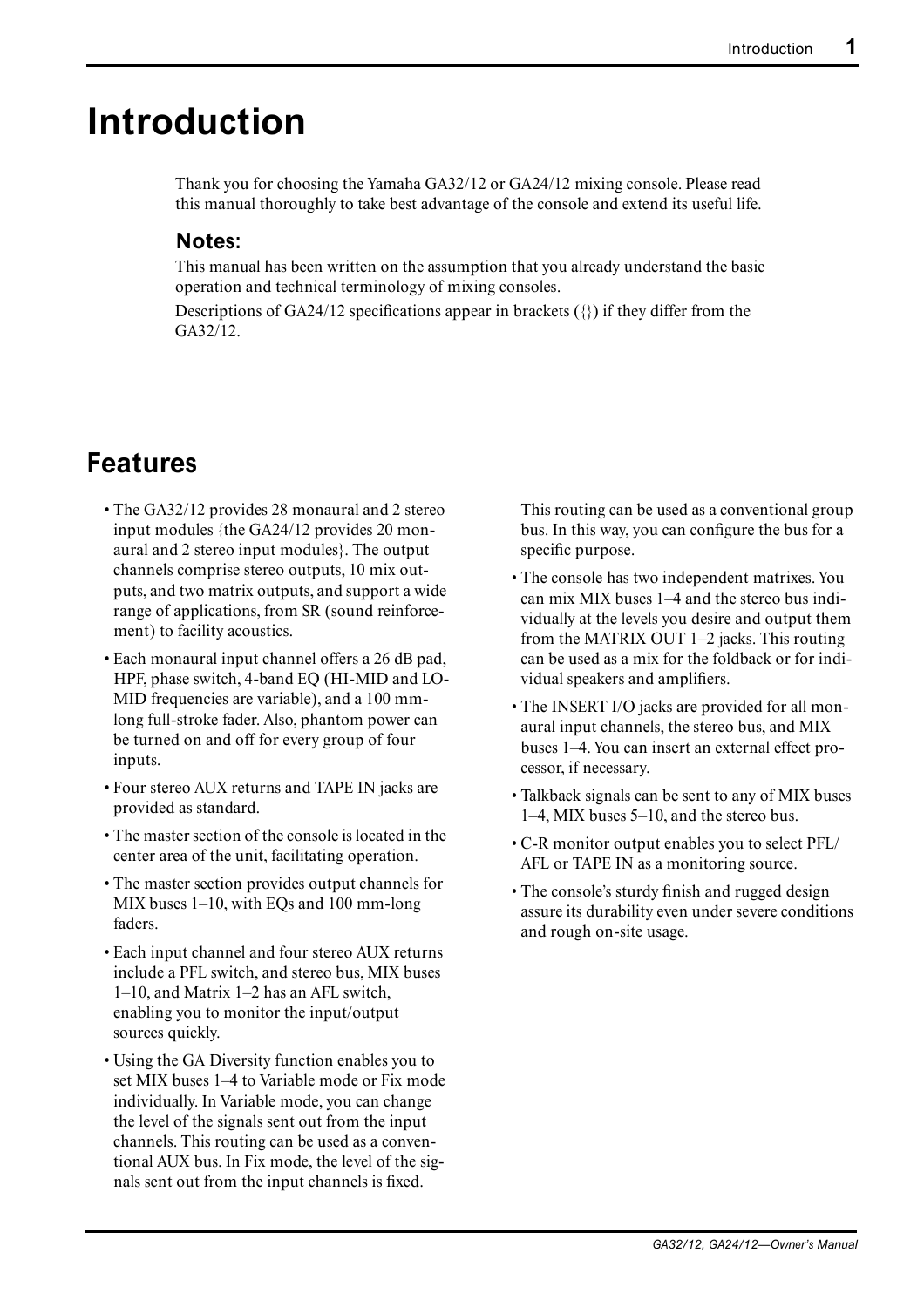# Introduction

Thank you for choosing the Yamaha GA32/12 or GA24/12 mixing console. Please read this manual thoroughly to take best advantage of the console and extend its useful life.

### Notes:

This manual has been written on the assumption that you already understand the basic operation and technical terminology of mixing consoles.

Descriptions of GA24/12 specifications appear in brackets ({}) if they differ from the GA32/12.

## Features

- The GA32/12 provides 28 monaural and 2 stereo input modules {the GA24/12 provides 20 monaural and 2 stereo input modules}. The output channels comprise stereo outputs, 10 mix outputs, and two matrix outputs, and support a wide range of applications, from SR (sound reinforcement) to facility acoustics.
- Each monaural input channel offers a 26 dB pad, HPF, phase switch, 4-band EQ (HI-MID and LO-MID frequencies are variable), and a 100 mm-long full-stroke fader. Also, phantom power can be turned on and off for every group of four inputs.
- Four stereo AUX returns and TAPE IN jacks are provided as standard.
- The master section of the console is located in the center area of the unit, facilitating operation.
- The master section provides output channels for MIX buses 1–10, with EQs and 100 mm-long faders.
- Each input channel and four stereo AUX returns include a PFL switch, and stereo bus, MIX buses 1–10, and Matrix 1–2 has an AFL switch, enabling you to monitor the input/output sources quickly.
- Using the GA Diversity function enables you to set MIX buses 1–4 to Variable mode or Fix mode individually. In Variable mode, you can change the level of the signals sent out from the input channels. This routing can be used as a conventional AUX bus. In Fix mode, the level of the signals sent out from the input channels is fixed. This routing can be used as a conventional group bus. In this way, you can configure the bus for a specific purpose.
- The console has two independent matrixes. You can mix MIX buses 1–4 and the stereo bus individually at the levels you desire and output them from the MATRIX OUT 1–2 jacks. This routing can be used as a mix for the foldback or for individual speakers and amplifiers.
- The INSERT I/O jacks are provided for all monaural input channels, the stereo bus, and MIX buses 1–4. You can insert an external effect processor, if necessary.
- Talkback signals can be sent to any of MIX buses 1–4, MIX buses 5–10, and the stereo bus.
- C-R monitor output enables you to select PFL/AFL or TAPE IN as a monitoring source.
- The console's sturdy finish and rugged design assure its durability even under severe conditions and rough on-site usage.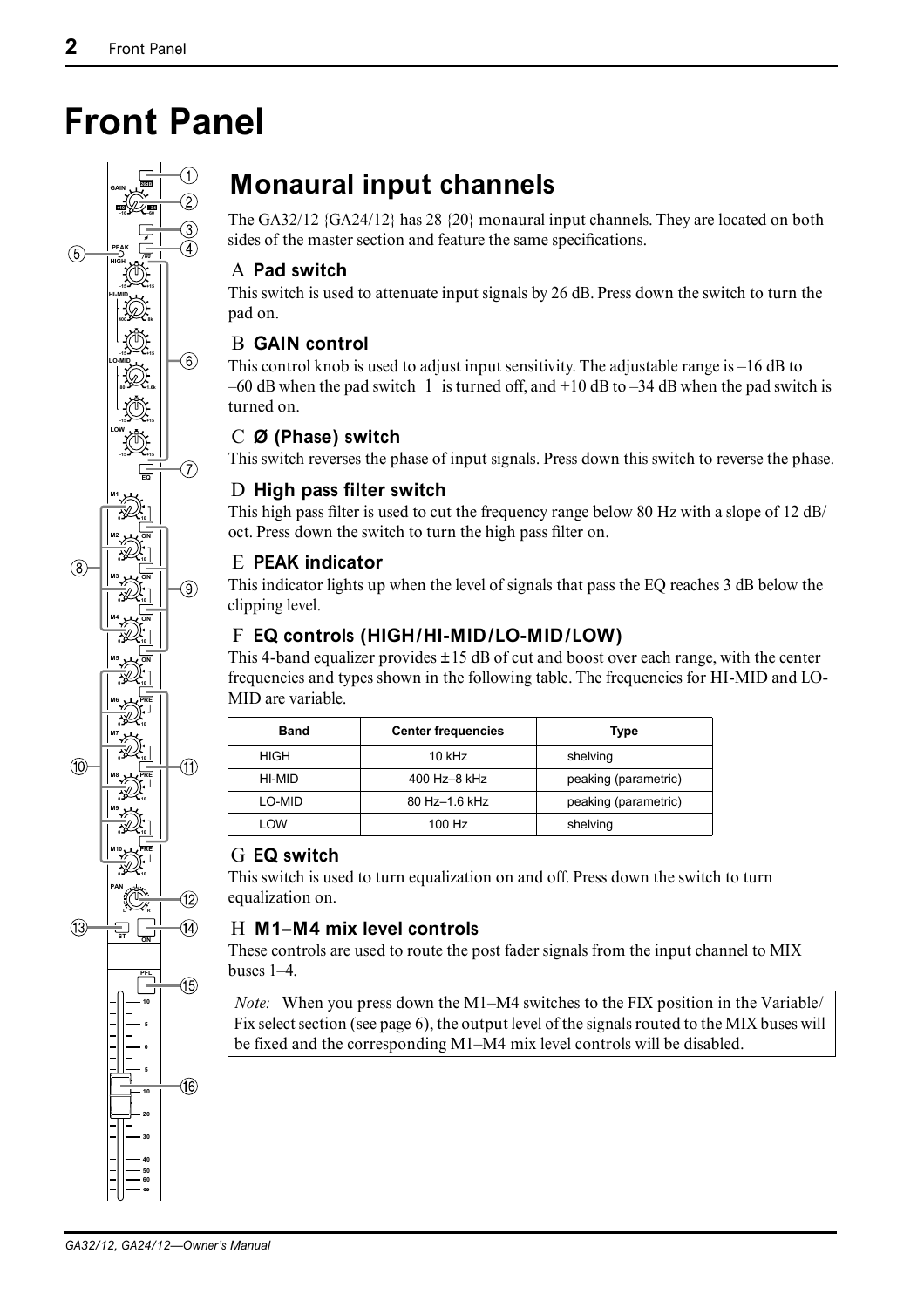# Front Panel

## Monaural input channels

The GA32/12 {GA24/12} has 28 {20} monaural input channels. They are located on both sides of the master section and feature the same specifications.

### A Pad switch

This switch is used to attenuate input signals by 26 dB. Press down the switch to turn the pad on.

### B GAIN control

This control knob is used to adjust input sensitivity. The adjustable range is –16 dB to –60 dB when the pad switch 1 is turned off, and +10 dB to –34 dB when the pad switch is turned on.

### C Ø (Phase) switch

This switch reverses the phase of input signals. Press down this switch to reverse the phase.

### D High pass filter switch

This high pass filter is used to cut the frequency range below 80 Hz with a slope of 12 dB/oct. Press down the switch to turn the high pass filter on.

### E PEAK indicator

This indicator lights up when the level of signals that pass the EQ reaches 3 dB below the clipping level.

### F EQ controls (HIGH/HI-MID/LO-MID/LOW)

This 4-band equalizer provides ±15 dB of cut and boost over each range, with the center frequencies and types shown in the following table. The frequencies for HI-MID and LO-MID are variable.

| Band | Center frequencies | Type |
|---|---|---|
| HIGH | 10 kHz | shelving |
| HI-MID | 400 Hz–8 kHz | peaking (parametric) |
| LO-MID | 80 Hz–1.6 kHz | peaking (parametric) |
| LOW | 100 Hz | shelving |

### G EQ switch

This switch is used to turn equalization on and off. Press down the switch to turn equalization on.

### H M1–M4 mix level controls

These controls are used to route the post fader signals from the input channel to MIX buses 1–4.

*Note:* When you press down the M1–M4 switches to the FIX position in the Variable/Fix select section (see page 6), the output level of the signals routed to the MIX buses will be fixed and the corresponding M1–M4 mix level controls will be disabled.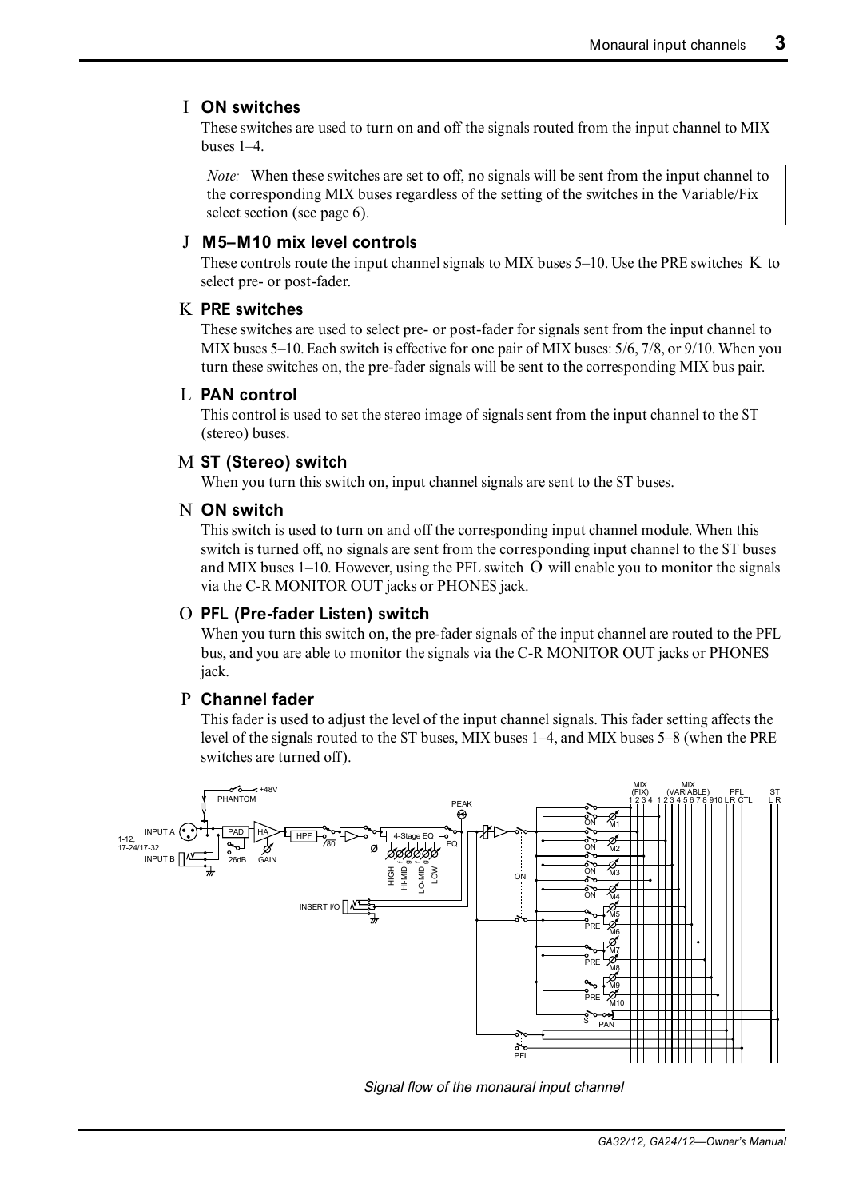### I ON switches

These switches are used to turn on and off the signals routed from the input channel to MIX buses 1–4.

> *Note:* When these switches are set to off, no signals will be sent from the input channel to the corresponding MIX buses regardless of the setting of the switches in the Variable/Fix select section (see page 6).

### J M5–M10 mix level controls

These controls route the input channel signals to MIX buses 5–10. Use the PRE switches K to select pre- or post-fader.

### K PRE switches

These switches are used to select pre- or post-fader for signals sent from the input channel to MIX buses 5–10. Each switch is effective for one pair of MIX buses: 5/6, 7/8, or 9/10. When you turn these switches on, the pre-fader signals will be sent to the corresponding MIX bus pair.

### L PAN control

This control is used to set the stereo image of signals sent from the input channel to the ST (stereo) buses.

### M ST (Stereo) switch

When you turn this switch on, input channel signals are sent to the ST buses.

### N ON switch

This switch is used to turn on and off the corresponding input channel module. When this switch is turned off, no signals are sent from the corresponding input channel to the ST buses and MIX buses 1–10. However, using the PFL switch O will enable you to monitor the signals via the C-R MONITOR OUT jacks or PHONES jack.

### O PFL (Pre-fader Listen) switch

When you turn this switch on, the pre-fader signals of the input channel are routed to the PFL bus, and you are able to monitor the signals via the C-R MONITOR OUT jacks or PHONES jack.

### P Channel fader

This fader is used to adjust the level of the input channel signals. This fader setting affects the level of the signals routed to the ST buses, MIX buses 1–4, and MIX buses 5–8 (when the PRE switches are turned off).

*Signal flow of the monaural input channel*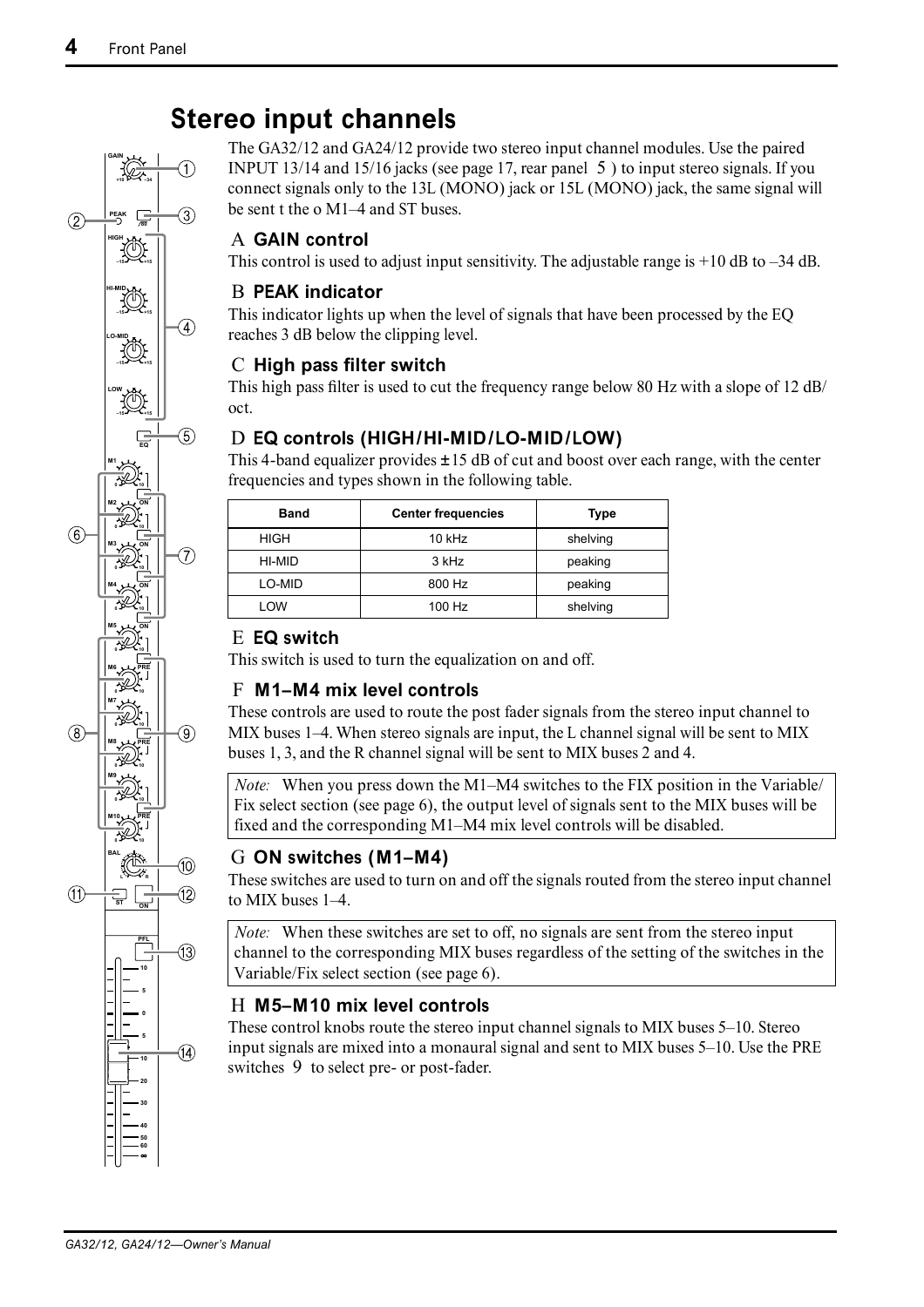# Stereo input channels

The GA32/12 and GA24/12 provide two stereo input channel modules. Use the paired INPUT 13/14 and 15/16 jacks (see page 17, rear panel 5 ) to input stereo signals. If you connect signals only to the 13L (MONO) jack or 15L (MONO) jack, the same signal will be sent t the o M1–4 and ST buses.

### A GAIN control

This control is used to adjust input sensitivity. The adjustable range is +10 dB to –34 dB.

### B PEAK indicator

This indicator lights up when the level of signals that have been processed by the EQ reaches 3 dB below the clipping level.

### C High pass filter switch

This high pass filter is used to cut the frequency range below 80 Hz with a slope of 12 dB/ oct.

### D EQ controls (HIGH/HI-MID/LO-MID/LOW)

This 4-band equalizer provides ±15 dB of cut and boost over each range, with the center frequencies and types shown in the following table.

| Band | Center frequencies | Type |
|---|---|---|
| HIGH | 10 kHz | shelving |
| HI-MID | 3 kHz | peaking |
| LO-MID | 800 Hz | peaking |
| LOW | 100 Hz | shelving |

### E EQ switch

This switch is used to turn the equalization on and off.

### F M1–M4 mix level controls

These controls are used to route the post fader signals from the stereo input channel to MIX buses 1–4. When stereo signals are input, the L channel signal will be sent to MIX buses 1, 3, and the R channel signal will be sent to MIX buses 2 and 4.

*Note:* When you press down the M1–M4 switches to the FIX position in the Variable/ Fix select section (see page 6), the output level of signals sent to the MIX buses will be fixed and the corresponding M1–M4 mix level controls will be disabled.

### G ON switches (M1–M4)

These switches are used to turn on and off the signals routed from the stereo input channel to MIX buses 1–4.

*Note:* When these switches are set to off, no signals are sent from the stereo input channel to the corresponding MIX buses regardless of the setting of the switches in the Variable/Fix select section (see page 6).

### H M5–M10 mix level controls

These control knobs route the stereo input channel signals to MIX buses 5–10. Stereo input signals are mixed into a monaural signal and sent to MIX buses 5–10. Use the PRE switches 9 to select pre- or post-fader.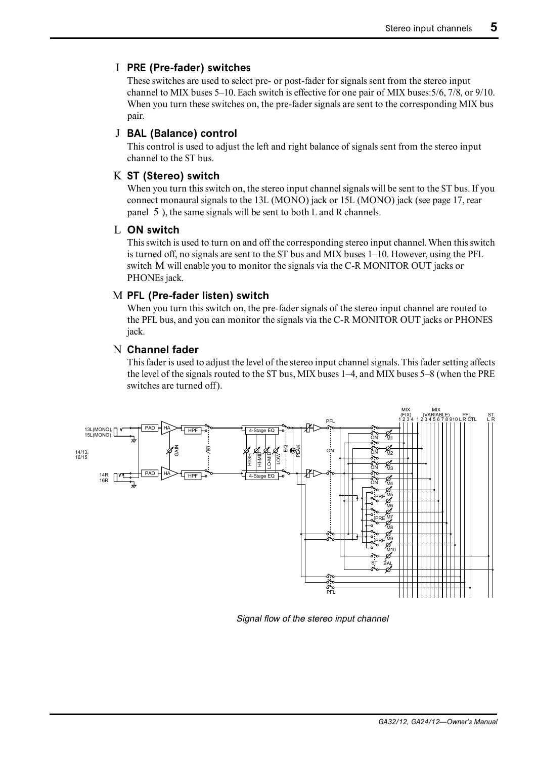### I PRE (Pre-fader) switches

These switches are used to select pre- or post-fader for signals sent from the stereo input channel to MIX buses 5–10. Each switch is effective for one pair of MIX buses:5/6, 7/8, or 9/10. When you turn these switches on, the pre-fader signals are sent to the corresponding MIX bus pair.

### J BAL (Balance) control

This control is used to adjust the left and right balance of signals sent from the stereo input channel to the ST bus.

### K ST (Stereo) switch

When you turn this switch on, the stereo input channel signals will be sent to the ST bus. If you connect monaural signals to the 13L (MONO) jack or 15L (MONO) jack (see page 17, rear panel 5 ), the same signals will be sent to both L and R channels.

### L ON switch

This switch is used to turn on and off the corresponding stereo input channel. When this switch is turned off, no signals are sent to the ST bus and MIX buses 1–10. However, using the PFL switch M will enable you to monitor the signals via the C-R MONITOR OUT jacks or PHONEs jack.

### M PFL (Pre-fader listen) switch

When you turn this switch on, the pre-fader signals of the stereo input channel are routed to the PFL bus, and you can monitor the signals via the C-R MONITOR OUT jacks or PHONES jack.

### N Channel fader

This fader is used to adjust the level of the stereo input channel signals. This fader setting affects the level of the signals routed to the ST bus, MIX buses 1–4, and MIX buses 5–8 (when the PRE switches are turned off).

*Signal flow of the stereo input channel*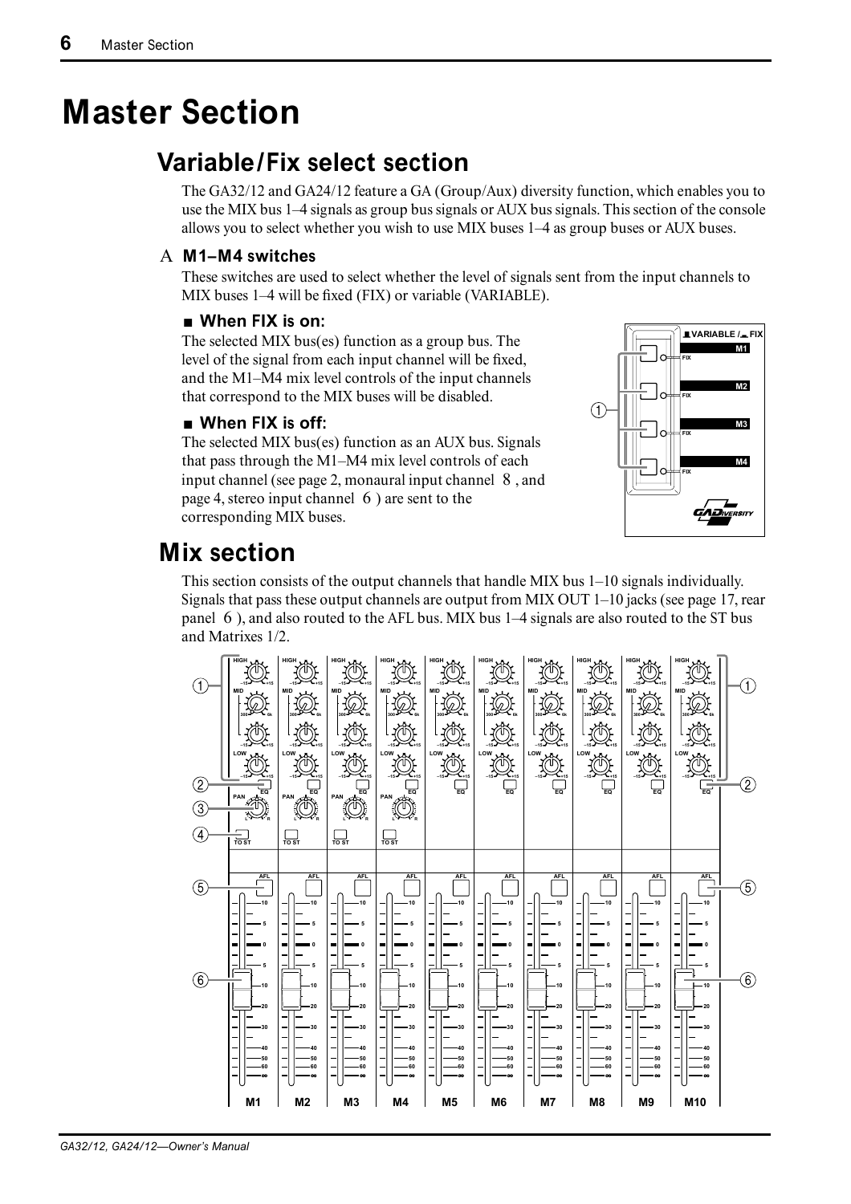# Master Section

## Variable/Fix select section

The GA32/12 and GA24/12 feature a GA (Group/Aux) diversity function, which enables you to use the MIX bus 1–4 signals as group bus signals or AUX bus signals. This section of the console allows you to select whether you wish to use MIX buses 1–4 as group buses or AUX buses.

### A M1–M4 switches

These switches are used to select whether the level of signals sent from the input channels to MIX buses 1–4 will be fixed (FIX) or variable (VARIABLE).

#### ■ When FIX is on:

The selected MIX bus(es) function as a group bus. The level of the signal from each input channel will be fixed, and the M1–M4 mix level controls of the input channels that correspond to the MIX buses will be disabled.

#### ■ When FIX is off:

The selected MIX bus(es) function as an AUX bus. Signals that pass through the M1–M4 mix level controls of each input channel (see page 2, monaural input channel 8 , and page 4, stereo input channel 6 ) are sent to the corresponding MIX buses.

## Mix section

This section consists of the output channels that handle MIX bus 1–10 signals individually. Signals that pass these output channels are output from MIX OUT 1–10 jacks (see page 17, rear panel 6 ), and also routed to the AFL bus. MIX bus 1–4 signals are also routed to the ST bus and Matrixes 1/2.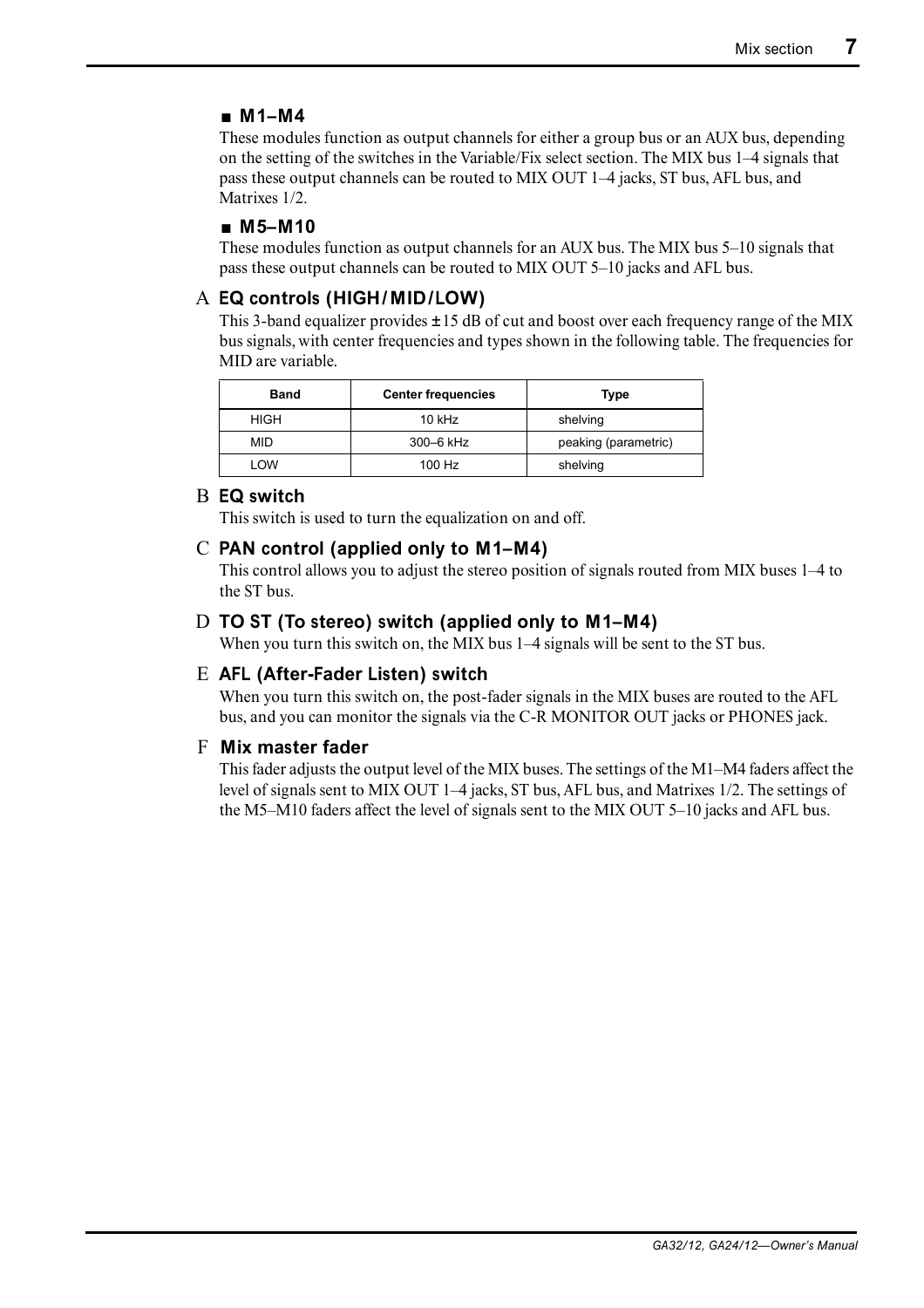### ■ M1–M4

These modules function as output channels for either a group bus or an AUX bus, depending on the setting of the switches in the Variable/Fix select section. The MIX bus 1–4 signals that pass these output channels can be routed to MIX OUT 1–4 jacks, ST bus, AFL bus, and Matrixes 1/2.

### ■ M5–M10

These modules function as output channels for an AUX bus. The MIX bus 5–10 signals that pass these output channels can be routed to MIX OUT 5–10 jacks and AFL bus.

### A EQ controls (HIGH/MID/LOW)

This 3-band equalizer provides ±15 dB of cut and boost over each frequency range of the MIX bus signals, with center frequencies and types shown in the following table. The frequencies for MID are variable.

| Band | Center frequencies | Type |
|---|---|---|
| HIGH | 10 kHz | shelving |
| MID | 300–6 kHz | peaking (parametric) |
| LOW | 100 Hz | shelving |

### B EQ switch

This switch is used to turn the equalization on and off.

### C PAN control (applied only to M1–M4)

This control allows you to adjust the stereo position of signals routed from MIX buses 1–4 to the ST bus.

### D TO ST (To stereo) switch (applied only to M1–M4)

When you turn this switch on, the MIX bus 1–4 signals will be sent to the ST bus.

### E AFL (After-Fader Listen) switch

When you turn this switch on, the post-fader signals in the MIX buses are routed to the AFL bus, and you can monitor the signals via the C-R MONITOR OUT jacks or PHONES jack.

### F Mix master fader

This fader adjusts the output level of the MIX buses. The settings of the M1–M4 faders affect the level of signals sent to MIX OUT 1–4 jacks, ST bus, AFL bus, and Matrixes 1/2. The settings of the M5–M10 faders affect the level of signals sent to the MIX OUT 5–10 jacks and AFL bus.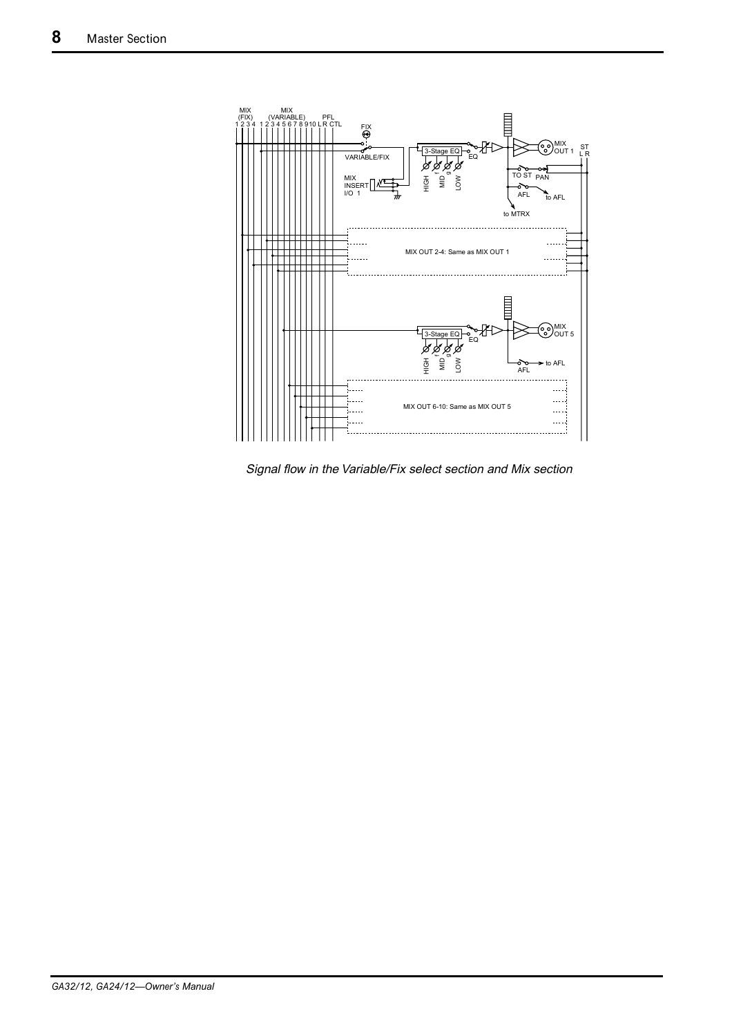*Signal flow in the Variable/Fix select section and Mix section*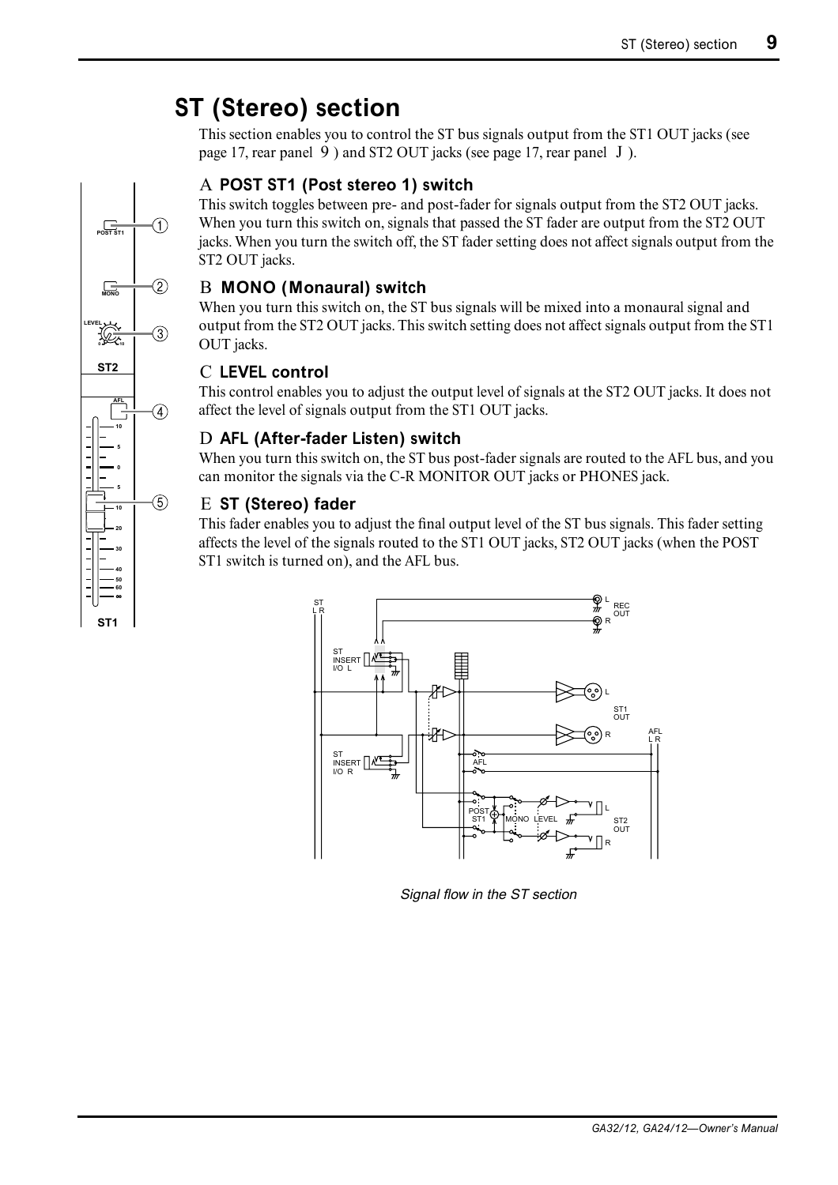# ST (Stereo) section

This section enables you to control the ST bus signals output from the ST1 OUT jacks (see page 17, rear panel 9) and ST2 OUT jacks (see page 17, rear panel J).

### A POST ST1 (Post stereo 1) switch

This switch toggles between pre- and post-fader for signals output from the ST2 OUT jacks. When you turn this switch on, signals that passed the ST fader are output from the ST2 OUT jacks. When you turn the switch off, the ST fader setting does not affect signals output from the ST2 OUT jacks.

### B MONO (Monaural) switch

When you turn this switch on, the ST bus signals will be mixed into a monaural signal and output from the ST2 OUT jacks. This switch setting does not affect signals output from the ST1 OUT jacks.

### C LEVEL control

This control enables you to adjust the output level of signals at the ST2 OUT jacks. It does not affect the level of signals output from the ST1 OUT jacks.

### D AFL (After-fader Listen) switch

When you turn this switch on, the ST bus post-fader signals are routed to the AFL bus, and you can monitor the signals via the C-R MONITOR OUT jacks or PHONES jack.

### E ST (Stereo) fader

This fader enables you to adjust the final output level of the ST bus signals. This fader setting affects the level of the signals routed to the ST1 OUT jacks, ST2 OUT jacks (when the POST ST1 switch is turned on), and the AFL bus.

*Signal flow in the ST section*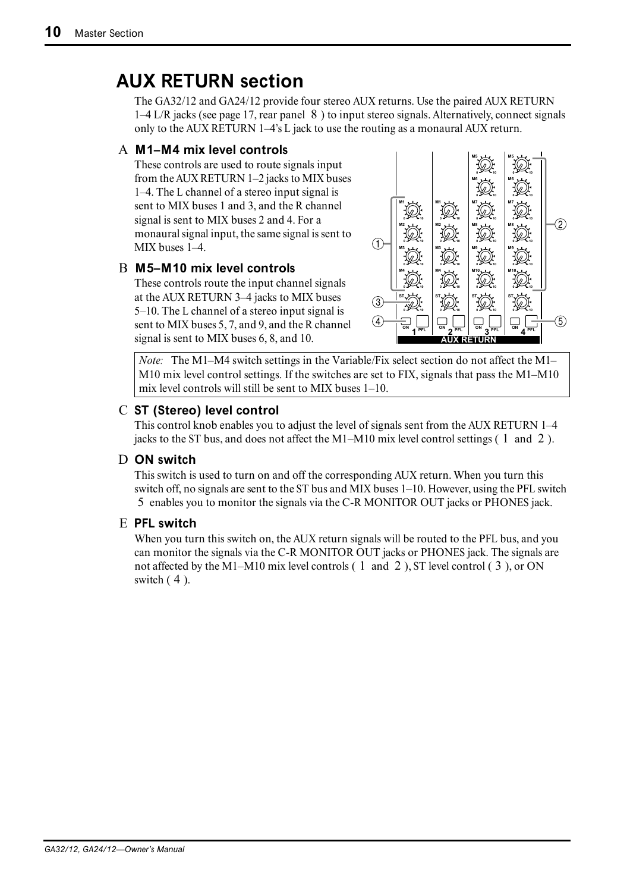## AUX RETURN section

The GA32/12 and GA24/12 provide four stereo AUX returns. Use the paired AUX RETURN 1–4 L/R jacks (see page 17, rear panel 8 ) to input stereo signals. Alternatively, connect signals only to the AUX RETURN 1–4's L jack to use the routing as a monaural AUX return.

### A M1–M4 mix level controls

These controls are used to route signals input from the AUX RETURN 1–2 jacks to MIX buses 1–4. The L channel of a stereo input signal is sent to MIX buses 1 and 3, and the R channel signal is sent to MIX buses 2 and 4. For a monaural signal input, the same signal is sent to MIX buses 1–4.

### B M5–M10 mix level controls

These controls route the input channel signals at the AUX RETURN 3–4 jacks to MIX buses 5–10. The L channel of a stereo input signal is sent to MIX buses 5, 7, and 9, and the R channel signal is sent to MIX buses 6, 8, and 10.

> *Note:* The M1–M4 switch settings in the Variable/Fix select section do not affect the M1–M10 mix level control settings. If the switches are set to FIX, signals that pass the M1–M10 mix level controls will still be sent to MIX buses 1–10.

### C ST (Stereo) level control

This control knob enables you to adjust the level of signals sent from the AUX RETURN 1–4 jacks to the ST bus, and does not affect the M1–M10 mix level control settings ( 1 and 2 ).

### D ON switch

This switch is used to turn on and off the corresponding AUX return. When you turn this switch off, no signals are sent to the ST bus and MIX buses 1–10. However, using the PFL switch 5 enables you to monitor the signals via the C-R MONITOR OUT jacks or PHONES jack.

### E PFL switch

When you turn this switch on, the AUX return signals will be routed to the PFL bus, and you can monitor the signals via the C-R MONITOR OUT jacks or PHONES jack. The signals are not affected by the M1–M10 mix level controls ( 1 and 2 ), ST level control ( 3 ), or ON switch ( 4 ).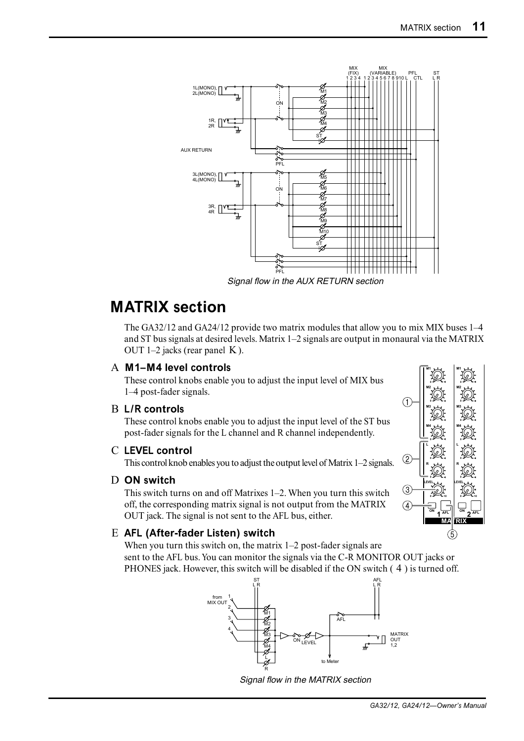*Signal flow in the AUX RETURN section*

# MATRIX section

The GA32/12 and GA24/12 provide two matrix modules that allow you to mix MIX buses 1–4 and ST bus signals at desired levels. Matrix 1–2 signals are output in monaural via the MATRIX OUT 1–2 jacks (rear panel K).

### A M1–M4 level controls

These control knobs enable you to adjust the input level of MIX bus 1–4 post-fader signals.

### B L/R controls

These control knobs enable you to adjust the input level of the ST bus post-fader signals for the L channel and R channel independently.

### C LEVEL control

This control knob enables you to adjust the output level of Matrix 1–2 signals.

### D ON switch

This switch turns on and off Matrixes 1–2. When you turn this switch off, the corresponding matrix signal is not output from the MATRIX OUT jack. The signal is not sent to the AFL bus, either.

### E AFL (After-fader Listen) switch

When you turn this switch on, the matrix 1–2 post-fader signals are sent to the AFL bus. You can monitor the signals via the C-R MONITOR OUT jacks or PHONES jack. However, this switch will be disabled if the ON switch (4) is turned off.

*Signal flow in the MATRIX section*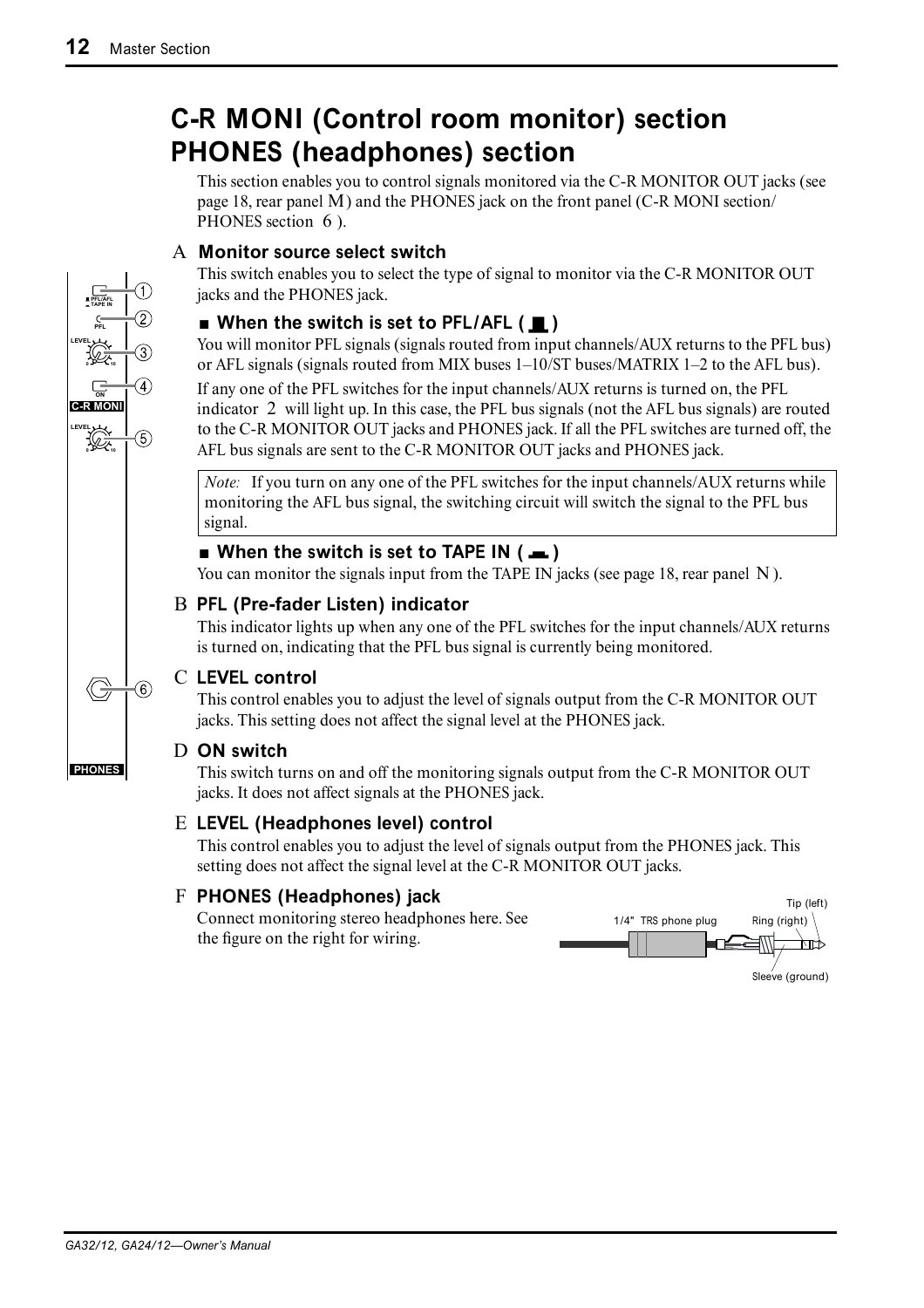# C-R MONI (Control room monitor) section PHONES (headphones) section

This section enables you to control signals monitored via the C-R MONITOR OUT jacks (see page 18, rear panel M) and the PHONES jack on the front panel (C-R MONI section/ PHONES section 6 ).

## A Monitor source select switch

This switch enables you to select the type of signal to monitor via the C-R MONITOR OUT jacks and the PHONES jack.

### ■ When the switch is set to PFL/AFL ( ▄ )

You will monitor PFL signals (signals routed from input channels/AUX returns to the PFL bus) or AFL signals (signals routed from MIX buses 1–10/ST buses/MATRIX 1–2 to the AFL bus).

If any one of the PFL switches for the input channels/AUX returns is turned on, the PFL indicator 2 will light up. In this case, the PFL bus signals (not the AFL bus signals) are routed to the C-R MONITOR OUT jacks and PHONES jack. If all the PFL switches are turned off, the AFL bus signals are sent to the C-R MONITOR OUT jacks and PHONES jack.

*Note:* If you turn on any one of the PFL switches for the input channels/AUX returns while monitoring the AFL bus signal, the switching circuit will switch the signal to the PFL bus signal.

### ■ When the switch is set to TAPE IN ( ▬ )

You can monitor the signals input from the TAPE IN jacks (see page 18, rear panel N ).

## B PFL (Pre-fader Listen) indicator

This indicator lights up when any one of the PFL switches for the input channels/AUX returns is turned on, indicating that the PFL bus signal is currently being monitored.

## C LEVEL control

This control enables you to adjust the level of signals output from the C-R MONITOR OUT jacks. This setting does not affect the signal level at the PHONES jack.

## D ON switch

This switch turns on and off the monitoring signals output from the C-R MONITOR OUT jacks. It does not affect signals at the PHONES jack.

## E LEVEL (Headphones level) control

This control enables you to adjust the level of signals output from the PHONES jack. This setting does not affect the signal level at the C-R MONITOR OUT jacks.

## F PHONES (Headphones) jack

Connect monitoring stereo headphones here. See the figure on the right for wiring.

1/4" TRS phone plug — Tip (left), Ring (right), Sleeve (ground)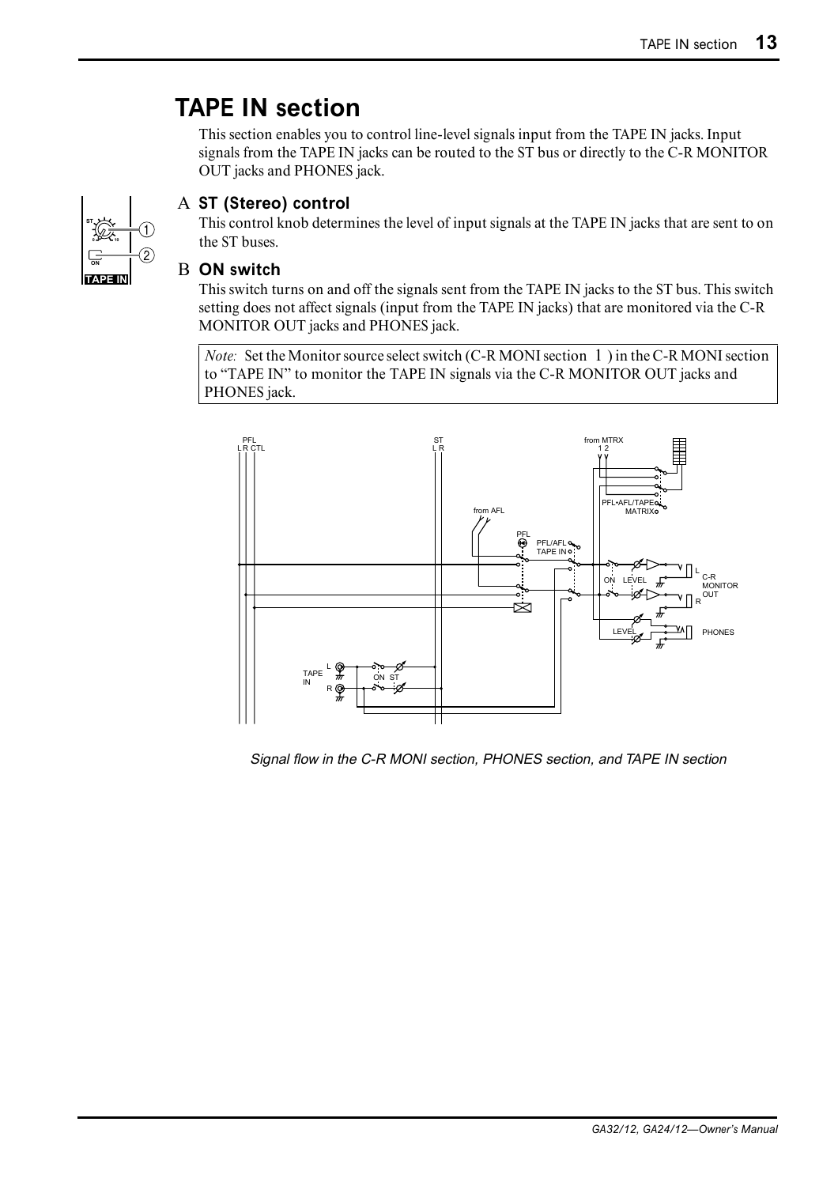# TAPE IN section

This section enables you to control line-level signals input from the TAPE IN jacks. Input signals from the TAPE IN jacks can be routed to the ST bus or directly to the C-R MONITOR OUT jacks and PHONES jack.

## A ST (Stereo) control

This control knob determines the level of input signals at the TAPE IN jacks that are sent to on the ST buses.

## B ON switch

This switch turns on and off the signals sent from the TAPE IN jacks to the ST bus. This switch setting does not affect signals (input from the TAPE IN jacks) that are monitored via the C-R MONITOR OUT jacks and PHONES jack.

> *Note:* Set the Monitor source select switch (C-R MONI section 1 ) in the C-R MONI section to “TAPE IN” to monitor the TAPE IN signals via the C-R MONITOR OUT jacks and PHONES jack.

*Signal flow in the C-R MONI section, PHONES section, and TAPE IN section*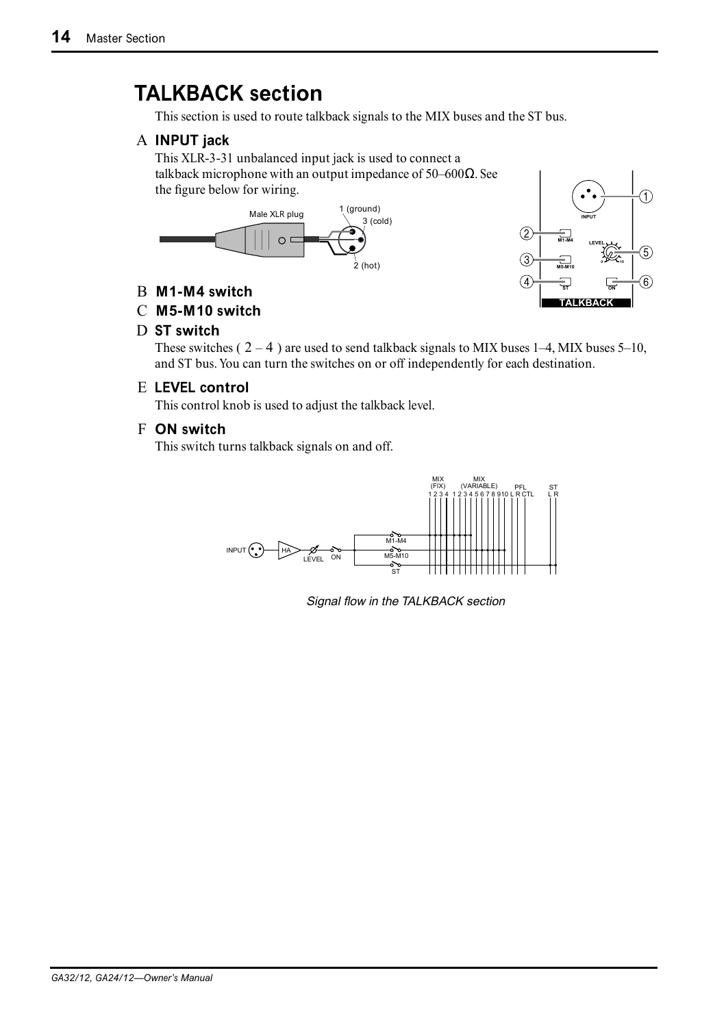# TALKBACK section

This section is used to route talkback signals to the MIX buses and the ST bus.

## A INPUT jack

This XLR-3-31 unbalanced input jack is used to connect a talkback microphone with an output impedance of 50–600Ω. See the figure below for wiring.

## B M1-M4 switch

## C M5-M10 switch

## D ST switch

These switches ( 2 – 4 ) are used to send talkback signals to MIX buses 1–4, MIX buses 5–10, and ST bus. You can turn the switches on or off independently for each destination.

## E LEVEL control

This control knob is used to adjust the talkback level.

## F ON switch

This switch turns talkback signals on and off.

*Signal flow in the TALKBACK section*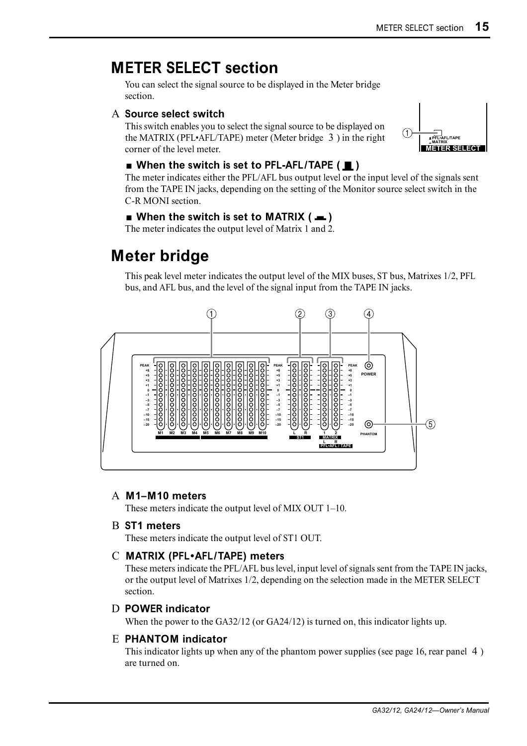# METER SELECT section

You can select the signal source to be displayed in the Meter bridge section.

## A Source select switch

This switch enables you to select the signal source to be displayed on the MATRIX (PFL•AFL/TAPE) meter (Meter bridge 3 ) in the right corner of the level meter.

### ■ When the switch is set to PFL-AFL/TAPE ( ▇ )

The meter indicates either the PFL/AFL bus output level or the input level of the signals sent from the TAPE IN jacks, depending on the setting of the Monitor source select switch in the C-R MONI section.

### ■ When the switch is set to MATRIX ( ▬ )

The meter indicates the output level of Matrix 1 and 2.

# Meter bridge

This peak level meter indicates the output level of the MIX buses, ST bus, Matrixes 1/2, PFL bus, and AFL bus, and the level of the signal input from the TAPE IN jacks.

## A M1–M10 meters

These meters indicate the output level of MIX OUT 1–10.

## B ST1 meters

These meters indicate the output level of ST1 OUT.

## C MATRIX (PFL•AFL/TAPE) meters

These meters indicate the PFL/AFL bus level, input level of signals sent from the TAPE IN jacks, or the output level of Matrixes 1/2, depending on the selection made in the METER SELECT section.

## D POWER indicator

When the power to the GA32/12 (or GA24/12) is turned on, this indicator lights up.

## E PHANTOM indicator

This indicator lights up when any of the phantom power supplies (see page 16, rear panel 4 ) are turned on.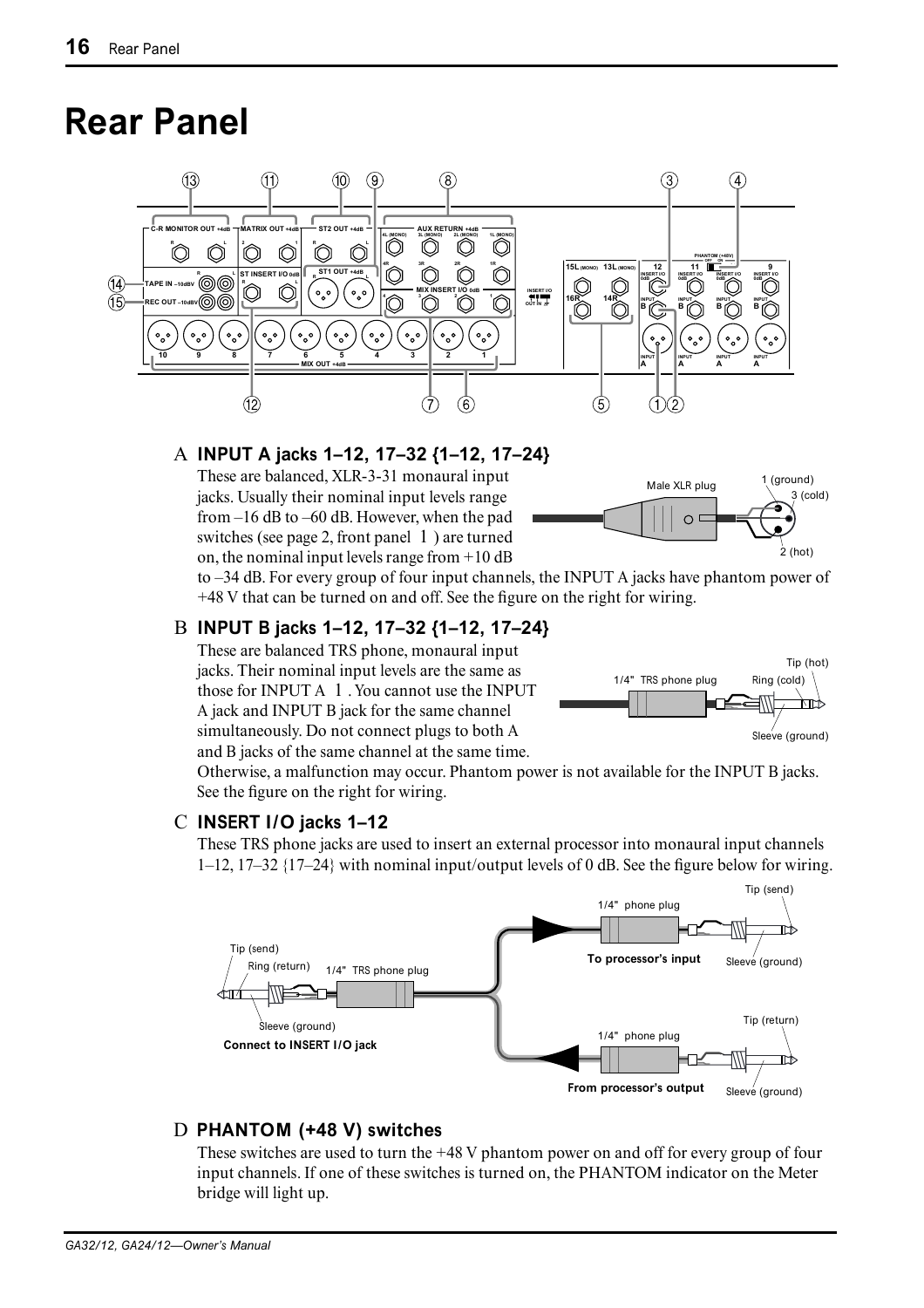# Rear Panel

## A INPUT A jacks 1–12, 17–32 {1–12, 17–24}

These are balanced, XLR-3-31 monaural input jacks. Usually their nominal input levels range from –16 dB to –60 dB. However, when the pad switches (see page 2, front panel 1) are turned on, the nominal input levels range from +10 dB to –34 dB. For every group of four input channels, the INPUT A jacks have phantom power of +48 V that can be turned on and off. See the figure on the right for wiring.

## B INPUT B jacks 1–12, 17–32 {1–12, 17–24}

These are balanced TRS phone, monaural input jacks. Their nominal input levels are the same as those for INPUT A 1. You cannot use the INPUT A jack and INPUT B jack for the same channel simultaneously. Do not connect plugs to both A and B jacks of the same channel at the same time. Otherwise, a malfunction may occur. Phantom power is not available for the INPUT B jacks. See the figure on the right for wiring.

## C INSERT I/O jacks 1–12

These TRS phone jacks are used to insert an external processor into monaural input channels 1–12, 17–32 {17–24} with nominal input/output levels of 0 dB. See the figure below for wiring.

## D PHANTOM (+48 V) switches

These switches are used to turn the +48 V phantom power on and off for every group of four input channels. If one of these switches is turned on, the PHANTOM indicator on the Meter bridge will light up.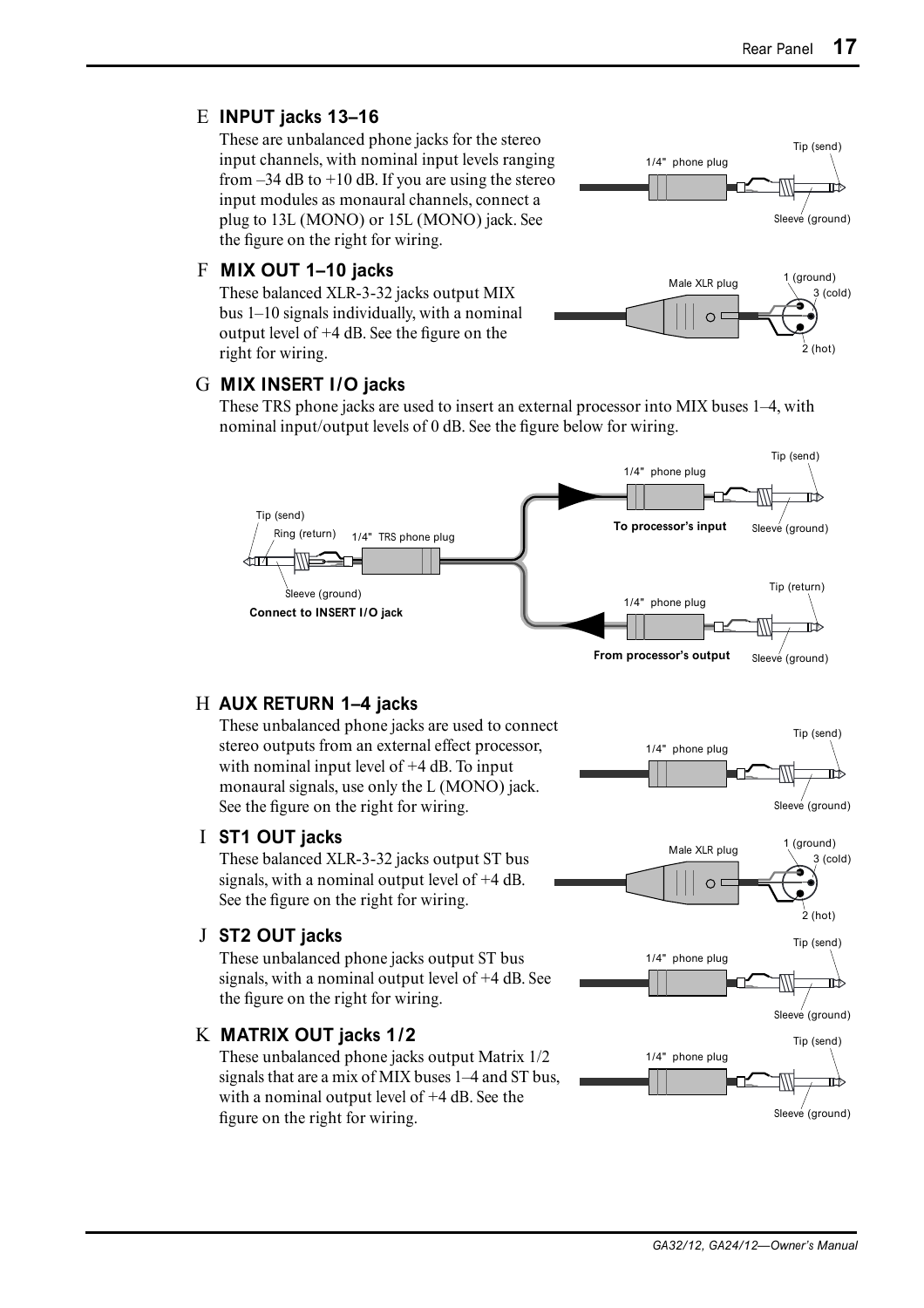### E INPUT jacks 13–16

These are unbalanced phone jacks for the stereo input channels, with nominal input levels ranging from –34 dB to +10 dB. If you are using the stereo input modules as monaural channels, connect a plug to 13L (MONO) or 15L (MONO) jack. See the figure on the right for wiring.

### F MIX OUT 1–10 jacks

These balanced XLR-3-32 jacks output MIX bus 1–10 signals individually, with a nominal output level of +4 dB. See the figure on the right for wiring.

### G MIX INSERT I/O jacks

These TRS phone jacks are used to insert an external processor into MIX buses 1–4, with nominal input/output levels of 0 dB. See the figure below for wiring.

### H AUX RETURN 1–4 jacks

These unbalanced phone jacks are used to connect stereo outputs from an external effect processor, with nominal input level of +4 dB. To input monaural signals, use only the L (MONO) jack. See the figure on the right for wiring.

### I ST1 OUT jacks

These balanced XLR-3-32 jacks output ST bus signals, with a nominal output level of +4 dB. See the figure on the right for wiring.

### J ST2 OUT jacks

These unbalanced phone jacks output ST bus signals, with a nominal output level of +4 dB. See the figure on the right for wiring.

### K MATRIX OUT jacks 1/2

These unbalanced phone jacks output Matrix 1/2 signals that are a mix of MIX buses 1–4 and ST bus, with a nominal output level of +4 dB. See the figure on the right for wiring.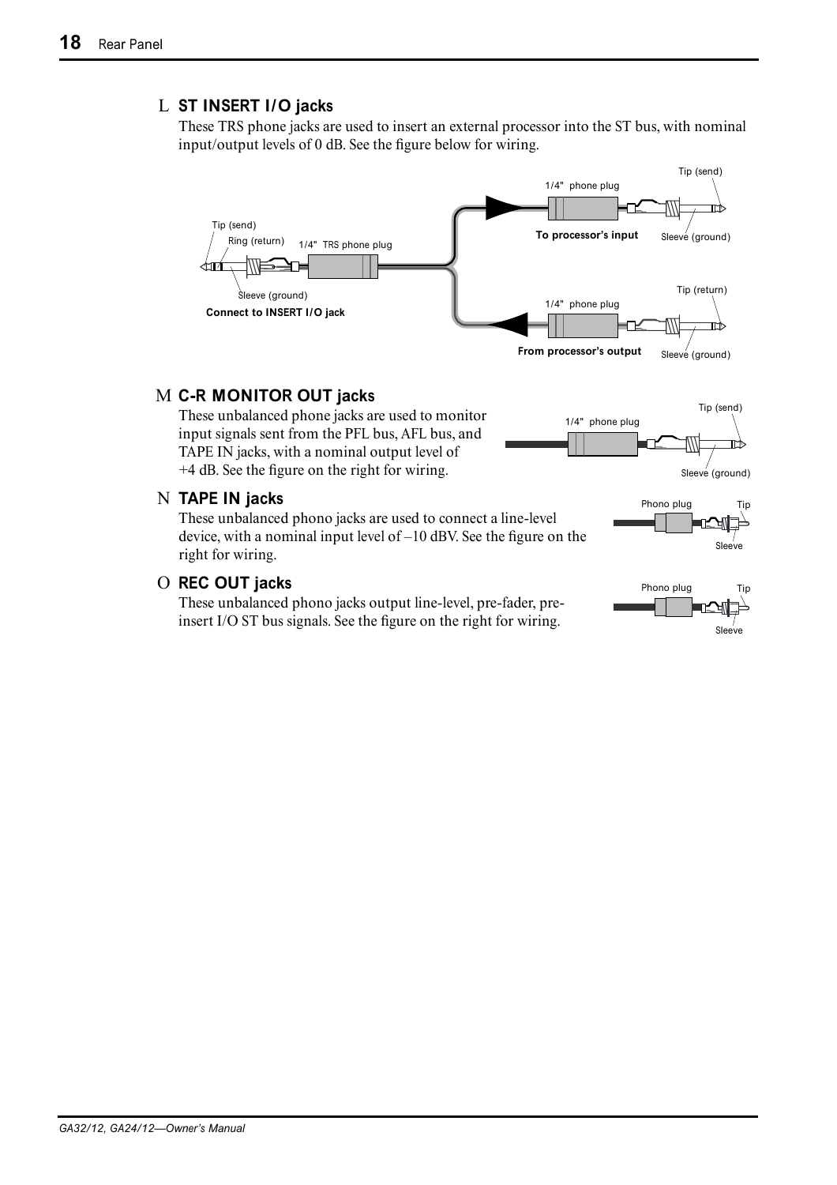## L ST INSERT I/O jacks

These TRS phone jacks are used to insert an external processor into the ST bus, with nominal input/output levels of 0 dB. See the figure below for wiring.

## M C-R MONITOR OUT jacks

These unbalanced phone jacks are used to monitor input signals sent from the PFL bus, AFL bus, and TAPE IN jacks, with a nominal output level of +4 dB. See the figure on the right for wiring.

## N TAPE IN jacks

These unbalanced phono jacks are used to connect a line-level device, with a nominal input level of –10 dBV. See the figure on the right for wiring.

## O REC OUT jacks

These unbalanced phono jacks output line-level, pre-fader, pre-insert I/O ST bus signals. See the figure on the right for wiring.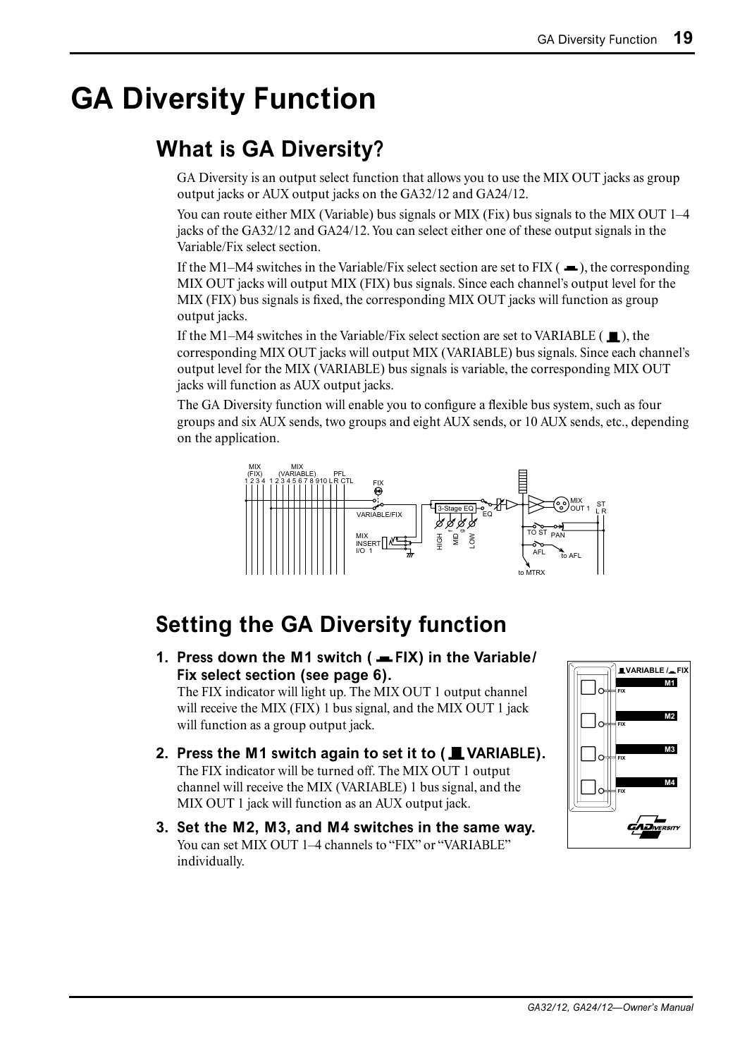# GA Diversity Function

## What is GA Diversity?

GA Diversity is an output select function that allows you to use the MIX OUT jacks as group output jacks or AUX output jacks on the GA32/12 and GA24/12.

You can route either MIX (Variable) bus signals or MIX (Fix) bus signals to the MIX OUT 1–4 jacks of the GA32/12 and GA24/12. You can select either one of these output signals in the Variable/Fix select section.

If the M1–M4 switches in the Variable/Fix select section are set to FIX ( ▬ ), the corresponding MIX OUT jacks will output MIX (FIX) bus signals. Since each channel's output level for the MIX (FIX) bus signals is fixed, the corresponding MIX OUT jacks will function as group output jacks.

If the M1–M4 switches in the Variable/Fix select section are set to VARIABLE ( ▇ ), the corresponding MIX OUT jacks will output MIX (VARIABLE) bus signals. Since each channel's output level for the MIX (VARIABLE) bus signals is variable, the corresponding MIX OUT jacks will function as AUX output jacks.

The GA Diversity function will enable you to configure a flexible bus system, such as four groups and six AUX sends, two groups and eight AUX sends, or 10 AUX sends, etc., depending on the application.

## Setting the GA Diversity function

1. **Press down the M1 switch ( ▬ FIX) in the Variable/Fix select section (see page 6).**
   The FIX indicator will light up. The MIX OUT 1 output channel will receive the MIX (FIX) 1 bus signal, and the MIX OUT 1 jack will function as a group output jack.

2. **Press the M1 switch again to set it to ( ▇ VARIABLE).**
   The FIX indicator will be turned off. The MIX OUT 1 output channel will receive the MIX (VARIABLE) 1 bus signal, and the MIX OUT 1 jack will function as an AUX output jack.

3. **Set the M2, M3, and M4 switches in the same way.**
   You can set MIX OUT 1–4 channels to "FIX" or "VARIABLE" individually.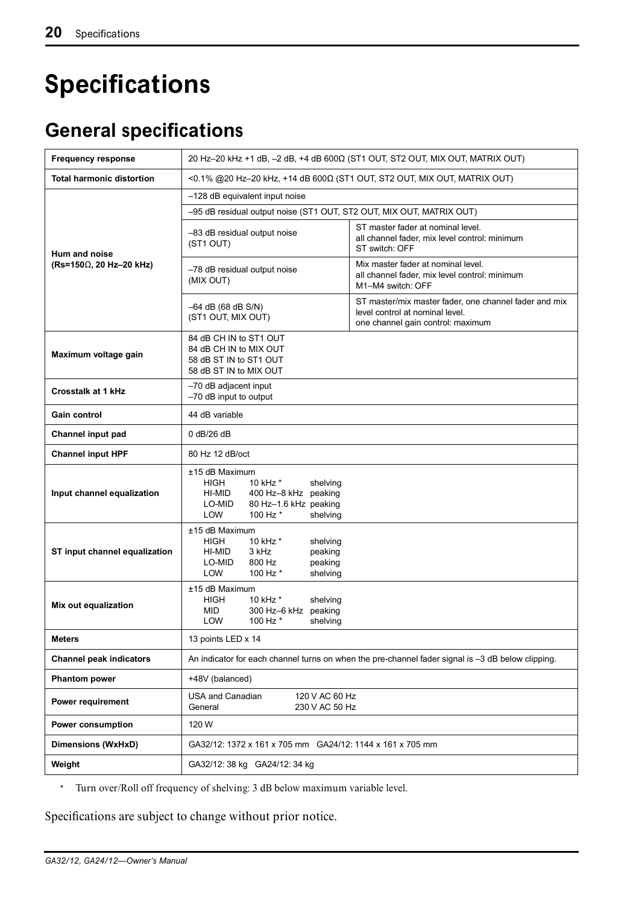# Specifications

## General specifications

| | | |
|---|---|---|
| **Frequency response** | 20 Hz–20 kHz +1 dB, –2 dB, +4 dB 600Ω (ST1 OUT, ST2 OUT, MIX OUT, MATRIX OUT) | |
| **Total harmonic distortion** | <0.1% @20 Hz–20 kHz, +14 dB 600Ω (ST1 OUT, ST2 OUT, MIX OUT, MATRIX OUT) | |
| **Hum and noise (Rs=150Ω, 20 Hz–20 kHz)** | –128 dB equivalent input noise | |
| | –95 dB residual output noise (ST1 OUT, ST2 OUT, MIX OUT, MATRIX OUT) | |
| | –83 dB residual output noise (ST1 OUT) | ST master fader at nominal level. all channel fader, mix level control: minimum ST switch: OFF |
| | –78 dB residual output noise (MIX OUT) | Mix master fader at nominal level. all channel fader, mix level control: minimum M1–M4 switch: OFF |
| | –64 dB (68 dB S/N) (ST1 OUT, MIX OUT) | ST master/mix master fader, one channel fader and mix level control at nominal level. one channel gain control: maximum |
| **Maximum voltage gain** | 84 dB CH IN to ST1 OUT<br>84 dB CH IN to MIX OUT<br>58 dB ST IN to ST1 OUT<br>58 dB ST IN to MIX OUT | |
| **Crosstalk at 1 kHz** | –70 dB adjacent input<br>–70 dB input to output | |
| **Gain control** | 44 dB variable | |
| **Channel input pad** | 0 dB/26 dB | |
| **Channel input HPF** | 80 Hz 12 dB/oct | |
| **Input channel equalization** | ±15 dB Maximum<br>HIGH 10 kHz * shelving<br>HI-MID 400 Hz–8 kHz peaking<br>LO-MID 80 Hz–1.6 kHz peaking<br>LOW 100 Hz * shelving | |
| **ST input channel equalization** | ±15 dB Maximum<br>HIGH 10 kHz * shelving<br>HI-MID 3 kHz peaking<br>LO-MID 800 Hz peaking<br>LOW 100 Hz * shelving | |
| **Mix out equalization** | ±15 dB Maximum<br>HIGH 10 kHz * shelving<br>MID 300 Hz–6 kHz peaking<br>LOW 100 Hz * shelving | |
| **Meters** | 13 points LED x 14 | |
| **Channel peak indicators** | An indicator for each channel turns on when the pre-channel fader signal is –3 dB below clipping. | |
| **Phantom power** | +48V (balanced) | |
| **Power requirement** | USA and Canadian 120 V AC 60 Hz<br>General 230 V AC 50 Hz | |
| **Power consumption** | 120 W | |
| **Dimensions (WxHxD)** | GA32/12: 1372 x 161 x 705 mm GA24/12: 1144 x 161 x 705 mm | |
| **Weight** | GA32/12: 38 kg GA24/12: 34 kg | |

* Turn over/Roll off frequency of shelving: 3 dB below maximum variable level.

Specifications are subject to change without prior notice.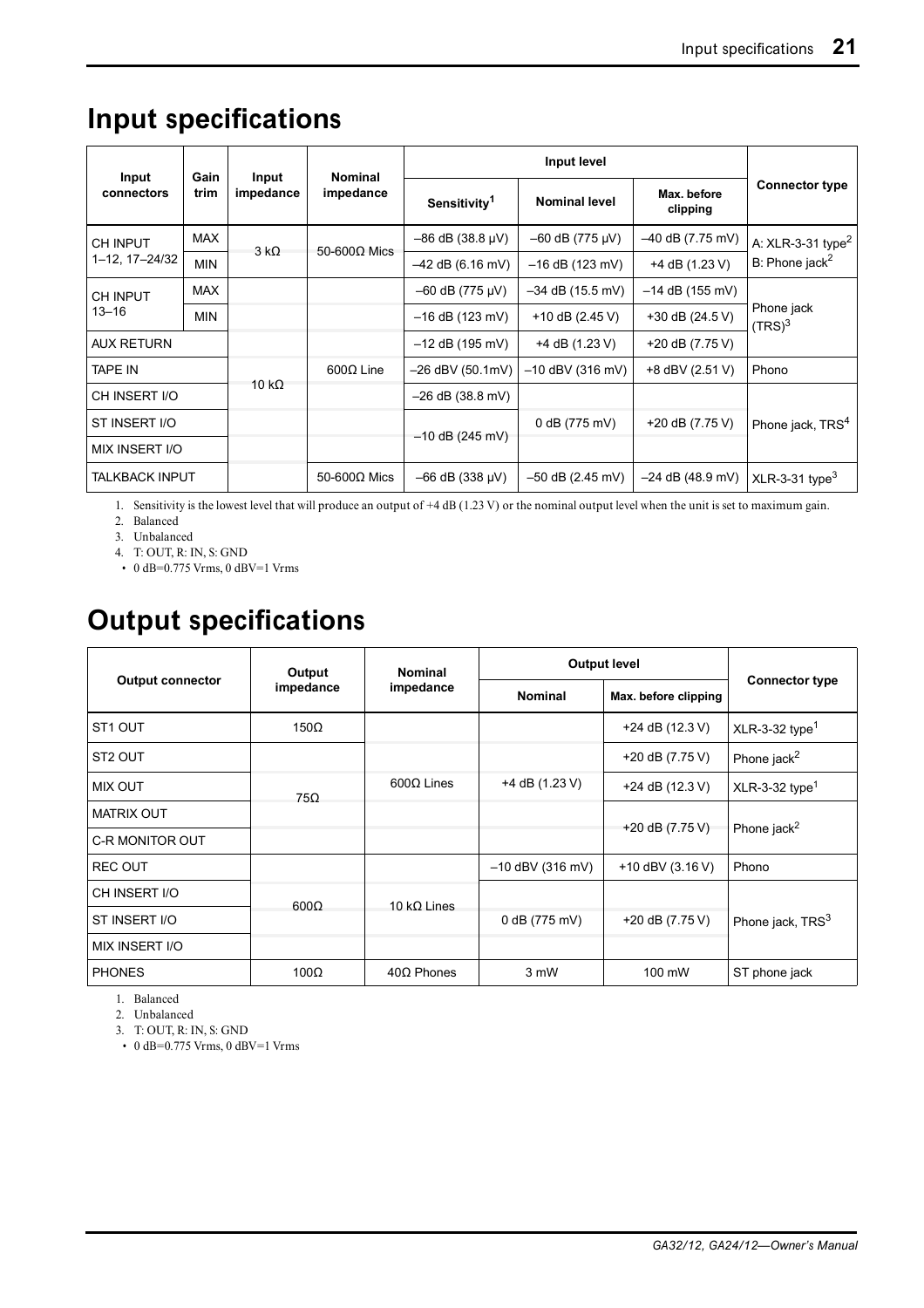# Input specifications

| Input connectors | Gain trim | Input impedance | Nominal impedance | Input level | | | Connector type |
|---|---|---|---|---|---|---|---|
| | | | | Sensitivity[1] | Nominal level | Max. before clipping | |
| CH INPUT 1–12, 17–24/32 | MAX | 3 kΩ | 50-600Ω Mics | –86 dB (38.8 μV) | –60 dB (775 μV) | –40 dB (7.75 mV) | A: XLR-3-31 type[2] B: Phone jack[2] |
| | MIN | | | –42 dB (6.16 mV) | –16 dB (123 mV) | +4 dB (1.23 V) | |
| CH INPUT 13–16 | MAX | 10 kΩ | 600Ω Line | –60 dB (775 μV) | –34 dB (15.5 mV) | –14 dB (155 mV) | Phone jack (TRS)[3] |
| | MIN | | | –16 dB (123 mV) | +10 dB (2.45 V) | +30 dB (24.5 V) | |
| AUX RETURN | | | | –12 dB (195 mV) | +4 dB (1.23 V) | +20 dB (7.75 V) | |
| TAPE IN | | | | –26 dBV (50.1mV) | –10 dBV (316 mV) | +8 dBV (2.51 V) | Phono |
| CH INSERT I/O | | | | –26 dB (38.8 mV) | 0 dB (775 mV) | +20 dB (7.75 V) | Phone jack, TRS[4] |
| ST INSERT I/O | | | | –10 dB (245 mV) | | | |
| MIX INSERT I/O | | | | | | | |
| TALKBACK INPUT | | | 50-600Ω Mics | –66 dB (338 μV) | –50 dB (2.45 mV) | –24 dB (48.9 mV) | XLR-3-31 type[3] |

1. Sensitivity is the lowest level that will produce an output of +4 dB (1.23 V) or the nominal output level when the unit is set to maximum gain.
2. Balanced
3. Unbalanced
4. T: OUT, R: IN, S: GND

- 0 dB=0.775 Vrms, 0 dBV=1 Vrms

# Output specifications

| Output connector | Output impedance | Nominal impedance | Output level | | Connector type |
|---|---|---|---|---|---|
| | | | Nominal | Max. before clipping | |
| ST1 OUT | 150Ω | 600Ω Lines | +4 dB (1.23 V) | +24 dB (12.3 V) | XLR-3-32 type[1] |
| ST2 OUT | 75Ω | | | +20 dB (7.75 V) | Phone jack[2] |
| MIX OUT | | | | +24 dB (12.3 V) | XLR-3-32 type[1] |
| MATRIX OUT | | | | +20 dB (7.75 V) | Phone jack[2] |
| C-R MONITOR OUT | | | | | |
| REC OUT | 600Ω | 10 kΩ Lines | –10 dBV (316 mV) | +10 dBV (3.16 V) | Phono |
| CH INSERT I/O | | | 0 dB (775 mV) | +20 dB (7.75 V) | Phone jack, TRS[3] |
| ST INSERT I/O | | | | | |
| MIX INSERT I/O | | | | | |
| PHONES | 100Ω | 40Ω Phones | 3 mW | 100 mW | ST phone jack |

1. Balanced
2. Unbalanced
3. T: OUT, R: IN, S: GND

- 0 dB=0.775 Vrms, 0 dBV=1 Vrms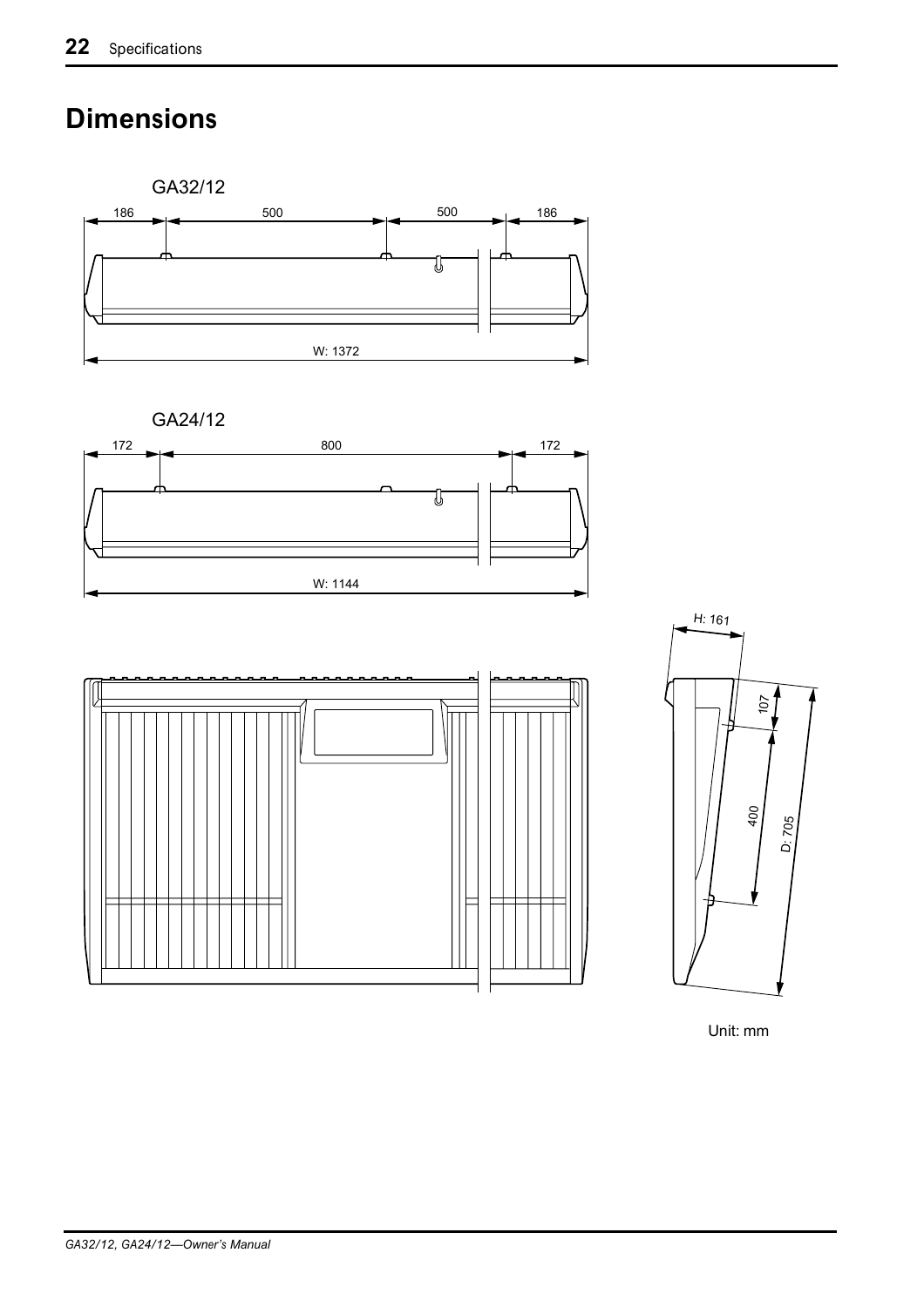# Dimensions

GA32/12

186 500 500 186

W: 1372

GA24/12

172 800 172

W: 1144

H: 161

107

400

D: 705

Unit: mm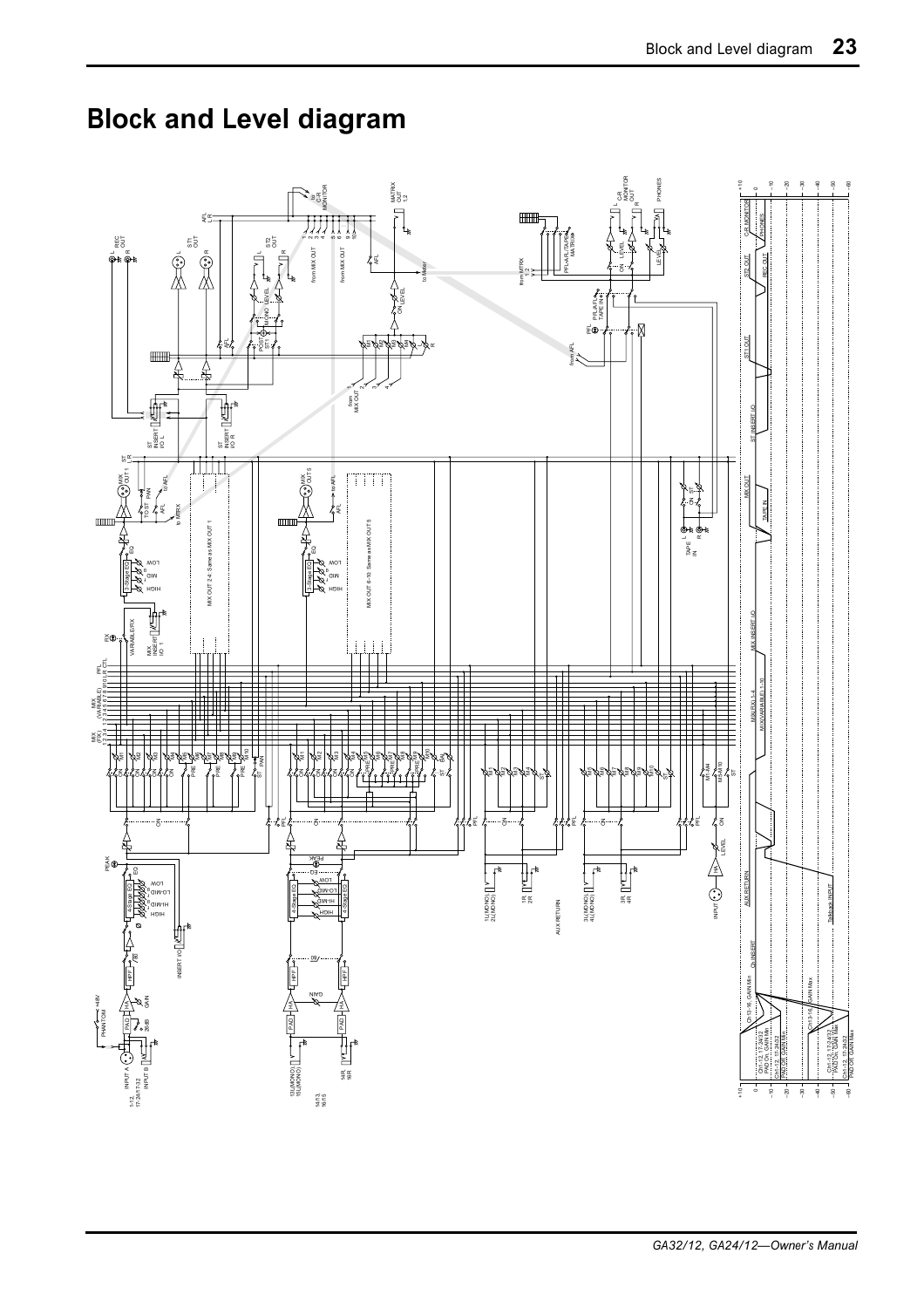# Block and Level diagram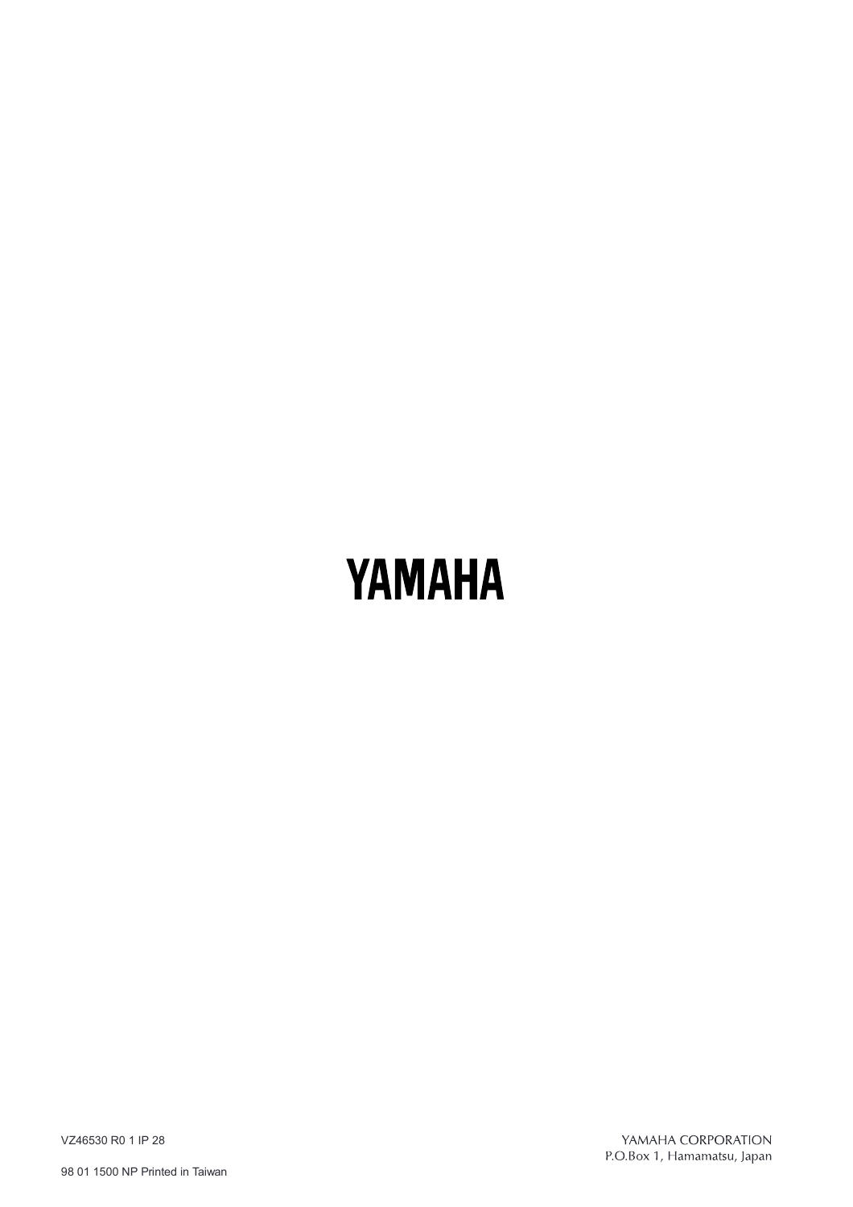YAMAHA

VZ46530 R0 1 IP 28

98 01 1500 NP Printed in Taiwan

YAMAHA CORPORATION
P.O.Box 1, Hamamatsu, Japan